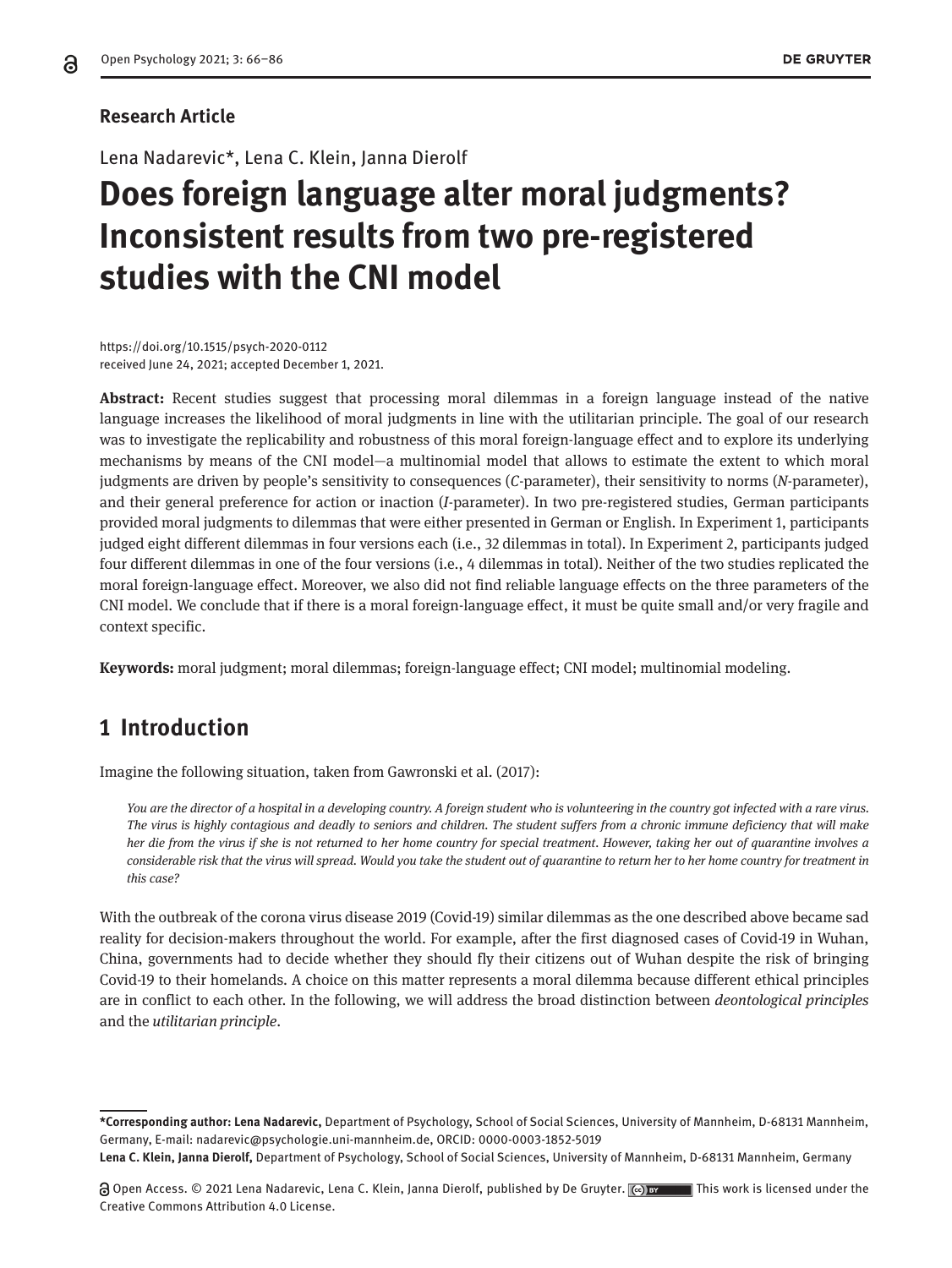**Research Article**

Lena Nadarevic*, Lena C. Klein, Janna Dierolf

# Does foreign language alter moral judgments? Inconsistent results from two pre-registered studies with the CNI model

https://doi.org/10.1515/psych-2020-0112
received June 24, 2021; accepted December 1, 2021.

**Abstract:** Recent studies suggest that processing moral dilemmas in a foreign language instead of the native language increases the likelihood of moral judgments in line with the utilitarian principle. The goal of our research was to investigate the replicability and robustness of this moral foreign-language effect and to explore its underlying mechanisms by means of the CNI model—a multinomial model that allows to estimate the extent to which moral judgments are driven by people's sensitivity to consequences (*C*-parameter), their sensitivity to norms (*N*-parameter), and their general preference for action or inaction (*I*-parameter). In two pre-registered studies, German participants provided moral judgments to dilemmas that were either presented in German or English. In Experiment 1, participants judged eight different dilemmas in four versions each (i.e., 32 dilemmas in total). In Experiment 2, participants judged four different dilemmas in one of the four versions (i.e., 4 dilemmas in total). Neither of the two studies replicated the moral foreign-language effect. Moreover, we also did not find reliable language effects on the three parameters of the CNI model. We conclude that if there is a moral foreign-language effect, it must be quite small and/or very fragile and context specific.

**Keywords:** moral judgment; moral dilemmas; foreign-language effect; CNI model; multinomial modeling.

## 1 Introduction

Imagine the following situation, taken from Gawronski et al. (2017):

> *You are the director of a hospital in a developing country. A foreign student who is volunteering in the country got infected with a rare virus. The virus is highly contagious and deadly to seniors and children. The student suffers from a chronic immune deficiency that will make her die from the virus if she is not returned to her home country for special treatment. However, taking her out of quarantine involves a considerable risk that the virus will spread. Would you take the student out of quarantine to return her to her home country for treatment in this case?*

With the outbreak of the corona virus disease 2019 (Covid-19) similar dilemmas as the one described above became sad reality for decision-makers throughout the world. For example, after the first diagnosed cases of Covid-19 in Wuhan, China, governments had to decide whether they should fly their citizens out of Wuhan despite the risk of bringing Covid-19 to their homelands. A choice on this matter represents a moral dilemma because different ethical principles are in conflict to each other. In the following, we will address the broad distinction between *deontological principles* and the *utilitarian principle*.

---

***Corresponding author: Lena Nadarevic,** Department of Psychology, School of Social Sciences, University of Mannheim, D-68131 Mannheim, Germany, E-mail: nadarevic@psychologie.uni-mannheim.de, ORCID: 0000-0003-1852-5019
**Lena C. Klein, Janna Dierolf,** Department of Psychology, School of Social Sciences, University of Mannheim, D-68131 Mannheim, Germany

Open Access. © 2021 Lena Nadarevic, Lena C. Klein, Janna Dierolf, published by De Gruyter. This work is licensed under the Creative Commons Attribution 4.0 License.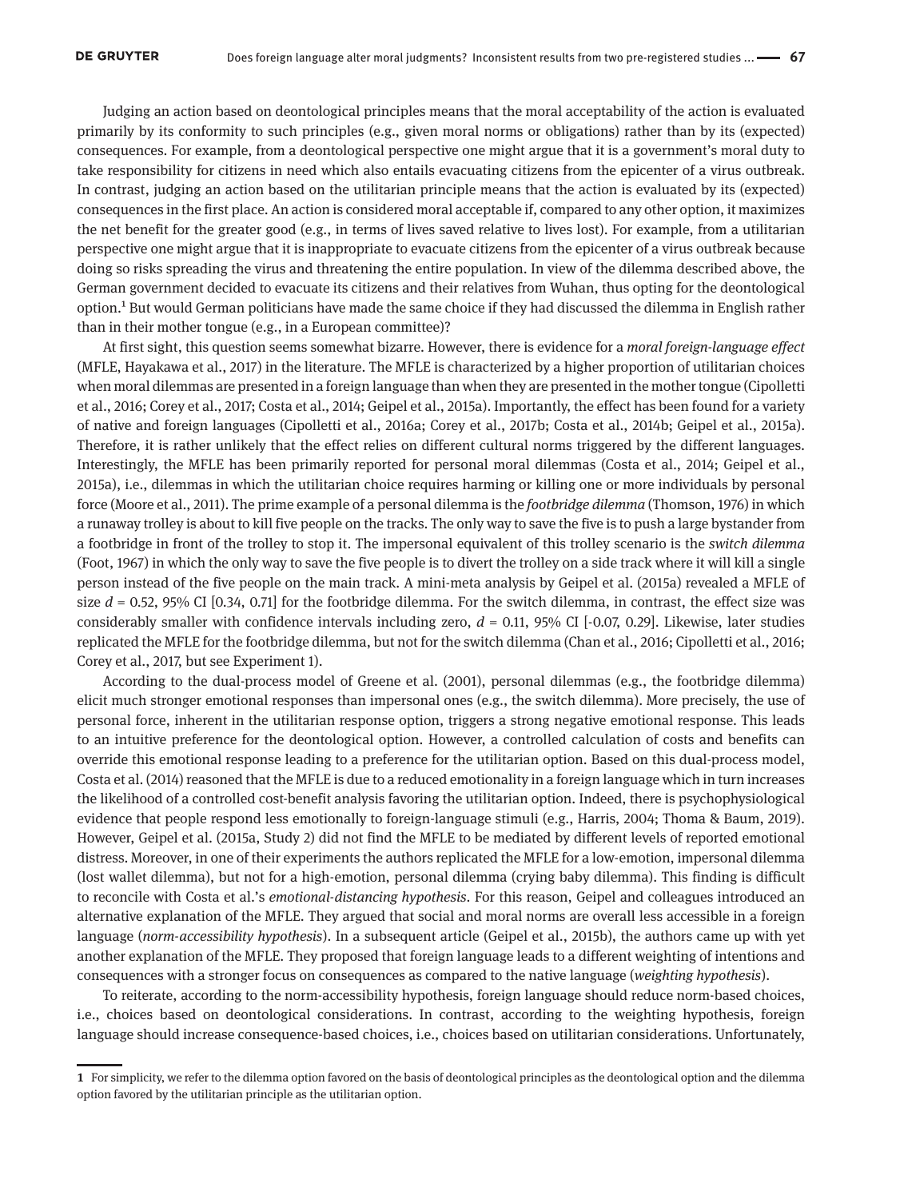Judging an action based on deontological principles means that the moral acceptability of the action is evaluated primarily by its conformity to such principles (e.g., given moral norms or obligations) rather than by its (expected) consequences. For example, from a deontological perspective one might argue that it is a government's moral duty to take responsibility for citizens in need which also entails evacuating citizens from the epicenter of a virus outbreak. In contrast, judging an action based on the utilitarian principle means that the action is evaluated by its (expected) consequences in the first place. An action is considered moral acceptable if, compared to any other option, it maximizes the net benefit for the greater good (e.g., in terms of lives saved relative to lives lost). For example, from a utilitarian perspective one might argue that it is inappropriate to evacuate citizens from the epicenter of a virus outbreak because doing so risks spreading the virus and threatening the entire population. In view of the dilemma described above, the German government decided to evacuate its citizens and their relatives from Wuhan, thus opting for the deontological option.[1] But would German politicians have made the same choice if they had discussed the dilemma in English rather than in their mother tongue (e.g., in a European committee)?

At first sight, this question seems somewhat bizarre. However, there is evidence for a *moral foreign-language effect* (MFLE, Hayakawa et al., 2017) in the literature. The MFLE is characterized by a higher proportion of utilitarian choices when moral dilemmas are presented in a foreign language than when they are presented in the mother tongue (Cipolletti et al., 2016; Corey et al., 2017; Costa et al., 2014; Geipel et al., 2015a). Importantly, the effect has been found for a variety of native and foreign languages (Cipolletti et al., 2016a; Corey et al., 2017b; Costa et al., 2014b; Geipel et al., 2015a). Therefore, it is rather unlikely that the effect relies on different cultural norms triggered by the different languages. Interestingly, the MFLE has been primarily reported for personal moral dilemmas (Costa et al., 2014; Geipel et al., 2015a), i.e., dilemmas in which the utilitarian choice requires harming or killing one or more individuals by personal force (Moore et al., 2011). The prime example of a personal dilemma is the *footbridge dilemma* (Thomson, 1976) in which a runaway trolley is about to kill five people on the tracks. The only way to save the five is to push a large bystander from a footbridge in front of the trolley to stop it. The impersonal equivalent of this trolley scenario is the *switch dilemma* (Foot, 1967) in which the only way to save the five people is to divert the trolley on a side track where it will kill a single person instead of the five people on the main track. A mini-meta analysis by Geipel et al. (2015a) revealed a MFLE of size $d$ = 0.52, 95% CI [0.34, 0.71] for the footbridge dilemma. For the switch dilemma, in contrast, the effect size was considerably smaller with confidence intervals including zero, $d$ = 0.11, 95% CI [-0.07, 0.29]. Likewise, later studies replicated the MFLE for the footbridge dilemma, but not for the switch dilemma (Chan et al., 2016; Cipolletti et al., 2016; Corey et al., 2017, but see Experiment 1).

According to the dual-process model of Greene et al. (2001), personal dilemmas (e.g., the footbridge dilemma) elicit much stronger emotional responses than impersonal ones (e.g., the switch dilemma). More precisely, the use of personal force, inherent in the utilitarian response option, triggers a strong negative emotional response. This leads to an intuitive preference for the deontological option. However, a controlled calculation of costs and benefits can override this emotional response leading to a preference for the utilitarian option. Based on this dual-process model, Costa et al. (2014) reasoned that the MFLE is due to a reduced emotionality in a foreign language which in turn increases the likelihood of a controlled cost-benefit analysis favoring the utilitarian option. Indeed, there is psychophysiological evidence that people respond less emotionally to foreign-language stimuli (e.g., Harris, 2004; Thoma & Baum, 2019). However, Geipel et al. (2015a, Study 2) did not find the MFLE to be mediated by different levels of reported emotional distress. Moreover, in one of their experiments the authors replicated the MFLE for a low-emotion, impersonal dilemma (lost wallet dilemma), but not for a high-emotion, personal dilemma (crying baby dilemma). This finding is difficult to reconcile with Costa et al.'s *emotional-distancing hypothesis*. For this reason, Geipel and colleagues introduced an alternative explanation of the MFLE. They argued that social and moral norms are overall less accessible in a foreign language (*norm-accessibility hypothesis*). In a subsequent article (Geipel et al., 2015b), the authors came up with yet another explanation of the MFLE. They proposed that foreign language leads to a different weighting of intentions and consequences with a stronger focus on consequences as compared to the native language (*weighting hypothesis*).

To reiterate, according to the norm-accessibility hypothesis, foreign language should reduce norm-based choices, i.e., choices based on deontological considerations. In contrast, according to the weighting hypothesis, foreign language should increase consequence-based choices, i.e., choices based on utilitarian considerations. Unfortunately,

---

[1] For simplicity, we refer to the dilemma option favored on the basis of deontological principles as the deontological option and the dilemma option favored by the utilitarian principle as the utilitarian option.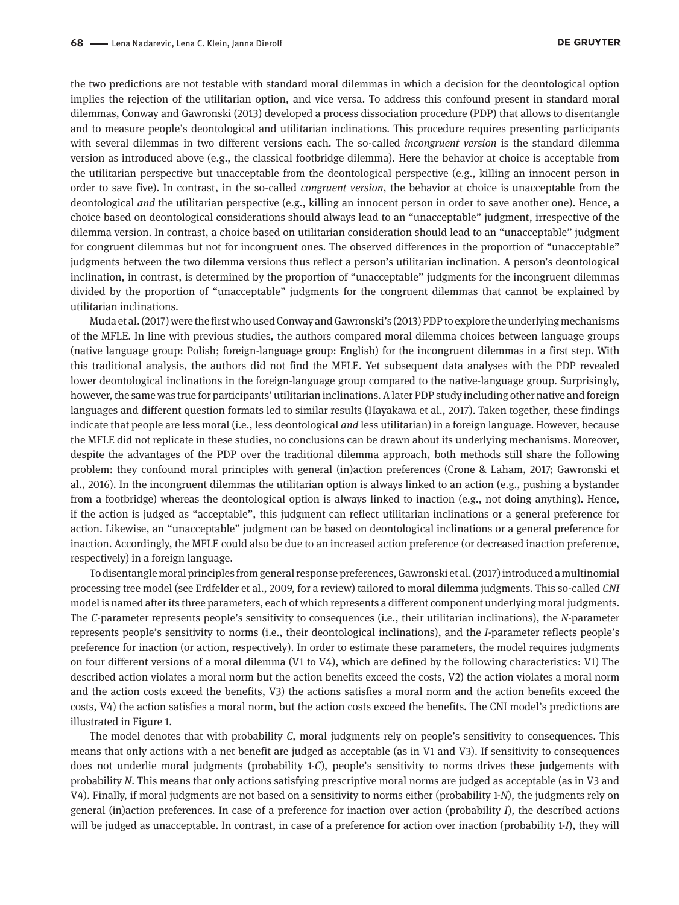the two predictions are not testable with standard moral dilemmas in which a decision for the deontological option implies the rejection of the utilitarian option, and vice versa. To address this confound present in standard moral dilemmas, Conway and Gawronski (2013) developed a process dissociation procedure (PDP) that allows to disentangle and to measure people's deontological and utilitarian inclinations. This procedure requires presenting participants with several dilemmas in two different versions each. The so-called *incongruent version* is the standard dilemma version as introduced above (e.g., the classical footbridge dilemma). Here the behavior at choice is acceptable from the utilitarian perspective but unacceptable from the deontological perspective (e.g., killing an innocent person in order to save five). In contrast, in the so-called *congruent version*, the behavior at choice is unacceptable from the deontological *and* the utilitarian perspective (e.g., killing an innocent person in order to save another one). Hence, a choice based on deontological considerations should always lead to an "unacceptable" judgment, irrespective of the dilemma version. In contrast, a choice based on utilitarian consideration should lead to an "unacceptable" judgment for congruent dilemmas but not for incongruent ones. The observed differences in the proportion of "unacceptable" judgments between the two dilemma versions thus reflect a person's utilitarian inclination. A person's deontological inclination, in contrast, is determined by the proportion of "unacceptable" judgments for the incongruent dilemmas divided by the proportion of "unacceptable" judgments for the congruent dilemmas that cannot be explained by utilitarian inclinations.

Muda et al. (2017) were the first who used Conway and Gawronski's (2013) PDP to explore the underlying mechanisms of the MFLE. In line with previous studies, the authors compared moral dilemma choices between language groups (native language group: Polish; foreign-language group: English) for the incongruent dilemmas in a first step. With this traditional analysis, the authors did not find the MFLE. Yet subsequent data analyses with the PDP revealed lower deontological inclinations in the foreign-language group compared to the native-language group. Surprisingly, however, the same was true for participants' utilitarian inclinations. A later PDP study including other native and foreign languages and different question formats led to similar results (Hayakawa et al., 2017). Taken together, these findings indicate that people are less moral (i.e., less deontological *and* less utilitarian) in a foreign language. However, because the MFLE did not replicate in these studies, no conclusions can be drawn about its underlying mechanisms. Moreover, despite the advantages of the PDP over the traditional dilemma approach, both methods still share the following problem: they confound moral principles with general (in)action preferences (Crone & Laham, 2017; Gawronski et al., 2016). In the incongruent dilemmas the utilitarian option is always linked to an action (e.g., pushing a bystander from a footbridge) whereas the deontological option is always linked to inaction (e.g., not doing anything). Hence, if the action is judged as "acceptable", this judgment can reflect utilitarian inclinations or a general preference for action. Likewise, an "unacceptable" judgment can be based on deontological inclinations or a general preference for inaction. Accordingly, the MFLE could also be due to an increased action preference (or decreased inaction preference, respectively) in a foreign language.

To disentangle moral principles from general response preferences, Gawronski et al. (2017) introduced a multinomial processing tree model (see Erdfelder et al., 2009, for a review) tailored to moral dilemma judgments. This so-called *CNI* model is named after its three parameters, each of which represents a different component underlying moral judgments. The *C*-parameter represents people's sensitivity to consequences (i.e., their utilitarian inclinations), the *N*-parameter represents people's sensitivity to norms (i.e., their deontological inclinations), and the *I*-parameter reflects people's preference for inaction (or action, respectively). In order to estimate these parameters, the model requires judgments on four different versions of a moral dilemma (V1 to V4), which are defined by the following characteristics: V1) The described action violates a moral norm but the action benefits exceed the costs, V2) the action violates a moral norm and the action costs exceed the benefits, V3) the actions satisfies a moral norm and the action benefits exceed the costs, V4) the action satisfies a moral norm, but the action costs exceed the benefits. The CNI model's predictions are illustrated in Figure 1.

The model denotes that with probability *C*, moral judgments rely on people's sensitivity to consequences. This means that only actions with a net benefit are judged as acceptable (as in V1 and V3). If sensitivity to consequences does not underlie moral judgments (probability 1-*C*), people's sensitivity to norms drives these judgements with probability *N*. This means that only actions satisfying prescriptive moral norms are judged as acceptable (as in V3 and V4). Finally, if moral judgments are not based on a sensitivity to norms either (probability 1-*N*), the judgments rely on general (in)action preferences. In case of a preference for inaction over action (probability *I*), the described actions will be judged as unacceptable. In contrast, in case of a preference for action over inaction (probability 1-*I*), they will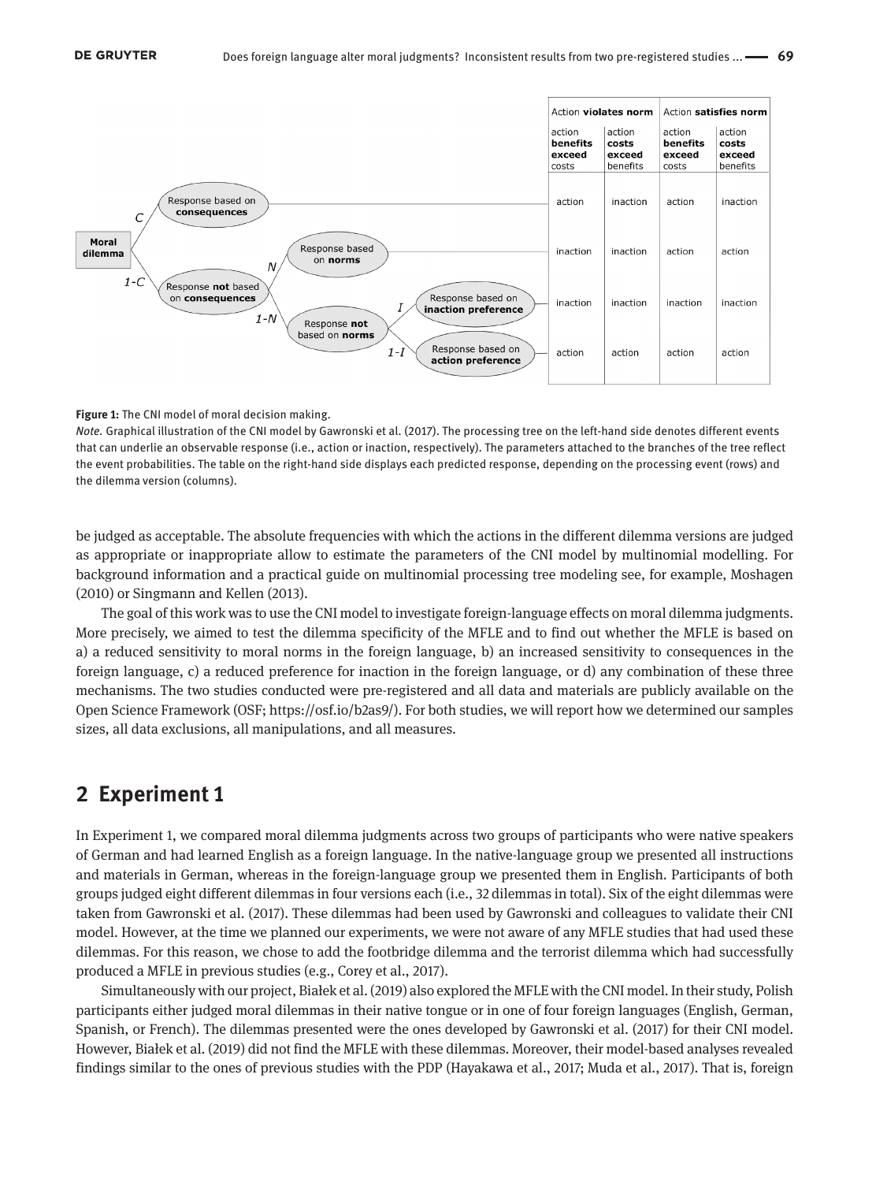| | Action **violates norm** | | Action **satisfies norm** | |
|---|---|---|---|---|
| | action **benefits exceed** costs | action **costs exceed** benefits | action **benefits exceed** costs | action **costs exceed** benefits |
| Moral dilemma → $C$ → Response based on **consequences** | action | inaction | action | inaction |
| Moral dilemma → $1\text{-}C$ → Response **not** based on **consequences** → $N$ → Response based on **norms** | inaction | inaction | action | action |
| Moral dilemma → $1\text{-}C$ → Response **not** based on **consequences** → $1\text{-}N$ → Response **not** based on **norms** → $I$ → Response based on **inaction preference** | inaction | inaction | inaction | inaction |
| Moral dilemma → $1\text{-}C$ → Response **not** based on **consequences** → $1\text{-}N$ → Response **not** based on **norms** → $1\text{-}I$ → Response based on **action preference** | action | action | action | action |

**Figure 1:** The CNI model of moral decision making.

*Note.* Graphical illustration of the CNI model by Gawronski et al. (2017). The processing tree on the left-hand side denotes different events that can underlie an observable response (i.e., action or inaction, respectively). The parameters attached to the branches of the tree reflect the event probabilities. The table on the right-hand side displays each predicted response, depending on the processing event (rows) and the dilemma version (columns).

be judged as acceptable. The absolute frequencies with which the actions in the different dilemma versions are judged as appropriate or inappropriate allow to estimate the parameters of the CNI model by multinomial modelling. For background information and a practical guide on multinomial processing tree modeling see, for example, Moshagen (2010) or Singmann and Kellen (2013).

The goal of this work was to use the CNI model to investigate foreign-language effects on moral dilemma judgments. More precisely, we aimed to test the dilemma specificity of the MFLE and to find out whether the MFLE is based on a) a reduced sensitivity to moral norms in the foreign language, b) an increased sensitivity to consequences in the foreign language, c) a reduced preference for inaction in the foreign language, or d) any combination of these three mechanisms. The two studies conducted were pre-registered and all data and materials are publicly available on the Open Science Framework (OSF; https://osf.io/b2as9/). For both studies, we will report how we determined our samples sizes, all data exclusions, all manipulations, and all measures.

## 2 Experiment 1

In Experiment 1, we compared moral dilemma judgments across two groups of participants who were native speakers of German and had learned English as a foreign language. In the native-language group we presented all instructions and materials in German, whereas in the foreign-language group we presented them in English. Participants of both groups judged eight different dilemmas in four versions each (i.e., 32 dilemmas in total). Six of the eight dilemmas were taken from Gawronski et al. (2017). These dilemmas had been used by Gawronski and colleagues to validate their CNI model. However, at the time we planned our experiments, we were not aware of any MFLE studies that had used these dilemmas. For this reason, we chose to add the footbridge dilemma and the terrorist dilemma which had successfully produced a MFLE in previous studies (e.g., Corey et al., 2017).

Simultaneously with our project, Białek et al. (2019) also explored the MFLE with the CNI model. In their study, Polish participants either judged moral dilemmas in their native tongue or in one of four foreign languages (English, German, Spanish, or French). The dilemmas presented were the ones developed by Gawronski et al. (2017) for their CNI model. However, Białek et al. (2019) did not find the MFLE with these dilemmas. Moreover, their model-based analyses revealed findings similar to the ones of previous studies with the PDP (Hayakawa et al., 2017; Muda et al., 2017). That is, foreign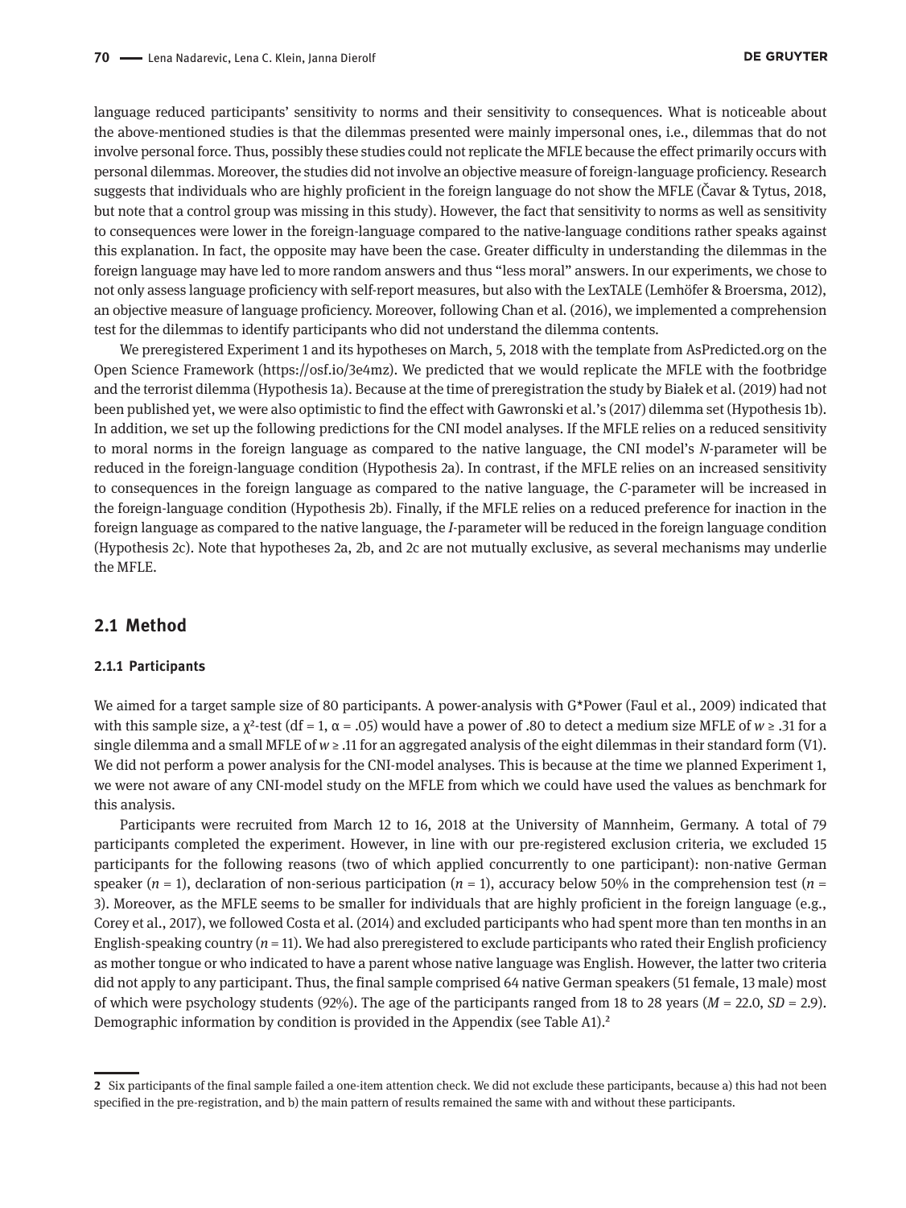language reduced participants' sensitivity to norms and their sensitivity to consequences. What is noticeable about the above-mentioned studies is that the dilemmas presented were mainly impersonal ones, i.e., dilemmas that do not involve personal force. Thus, possibly these studies could not replicate the MFLE because the effect primarily occurs with personal dilemmas. Moreover, the studies did not involve an objective measure of foreign-language proficiency. Research suggests that individuals who are highly proficient in the foreign language do not show the MFLE (Čavar & Tytus, 2018, but note that a control group was missing in this study). However, the fact that sensitivity to norms as well as sensitivity to consequences were lower in the foreign-language compared to the native-language conditions rather speaks against this explanation. In fact, the opposite may have been the case. Greater difficulty in understanding the dilemmas in the foreign language may have led to more random answers and thus "less moral" answers. In our experiments, we chose to not only assess language proficiency with self-report measures, but also with the LexTALE (Lemhöfer & Broersma, 2012), an objective measure of language proficiency. Moreover, following Chan et al. (2016), we implemented a comprehension test for the dilemmas to identify participants who did not understand the dilemma contents.

We preregistered Experiment 1 and its hypotheses on March, 5, 2018 with the template from AsPredicted.org on the Open Science Framework (https://osf.io/3e4mz). We predicted that we would replicate the MFLE with the footbridge and the terrorist dilemma (Hypothesis 1a). Because at the time of preregistration the study by Białek et al. (2019) had not been published yet, we were also optimistic to find the effect with Gawronski et al.'s (2017) dilemma set (Hypothesis 1b). In addition, we set up the following predictions for the CNI model analyses. If the MFLE relies on a reduced sensitivity to moral norms in the foreign language as compared to the native language, the CNI model's *N*-parameter will be reduced in the foreign-language condition (Hypothesis 2a). In contrast, if the MFLE relies on an increased sensitivity to consequences in the foreign language as compared to the native language, the *C*-parameter will be increased in the foreign-language condition (Hypothesis 2b). Finally, if the MFLE relies on a reduced preference for inaction in the foreign language as compared to the native language, the *I*-parameter will be reduced in the foreign language condition (Hypothesis 2c). Note that hypotheses 2a, 2b, and 2c are not mutually exclusive, as several mechanisms may underlie the MFLE.

## 2.1 Method

### 2.1.1 Participants

We aimed for a target sample size of 80 participants. A power-analysis with G*Power (Faul et al., 2009) indicated that with this sample size, a $\chi^2$-test (df = 1, $\alpha$ = .05) would have a power of .80 to detect a medium size MFLE of $w \geq .31$ for a single dilemma and a small MFLE of $w \geq .11$ for an aggregated analysis of the eight dilemmas in their standard form (V1). We did not perform a power analysis for the CNI-model analyses. This is because at the time we planned Experiment 1, we were not aware of any CNI-model study on the MFLE from which we could have used the values as benchmark for this analysis.

Participants were recruited from March 12 to 16, 2018 at the University of Mannheim, Germany. A total of 79 participants completed the experiment. However, in line with our pre-registered exclusion criteria, we excluded 15 participants for the following reasons (two of which applied concurrently to one participant): non-native German speaker ($n$ = 1), declaration of non-serious participation ($n$ = 1), accuracy below 50% in the comprehension test ($n$ = 3). Moreover, as the MFLE seems to be smaller for individuals that are highly proficient in the foreign language (e.g., Corey et al., 2017), we followed Costa et al. (2014) and excluded participants who had spent more than ten months in an English-speaking country ($n$ = 11). We had also preregistered to exclude participants who rated their English proficiency as mother tongue or who indicated to have a parent whose native language was English. However, the latter two criteria did not apply to any participant. Thus, the final sample comprised 64 native German speakers (51 female, 13 male) most of which were psychology students (92%). The age of the participants ranged from 18 to 28 years ($M$ = 22.0, $SD$ = 2.9). Demographic information by condition is provided in the Appendix (see Table A1).[2]

[2] Six participants of the final sample failed a one-item attention check. We did not exclude these participants, because a) this had not been specified in the pre-registration, and b) the main pattern of results remained the same with and without these participants.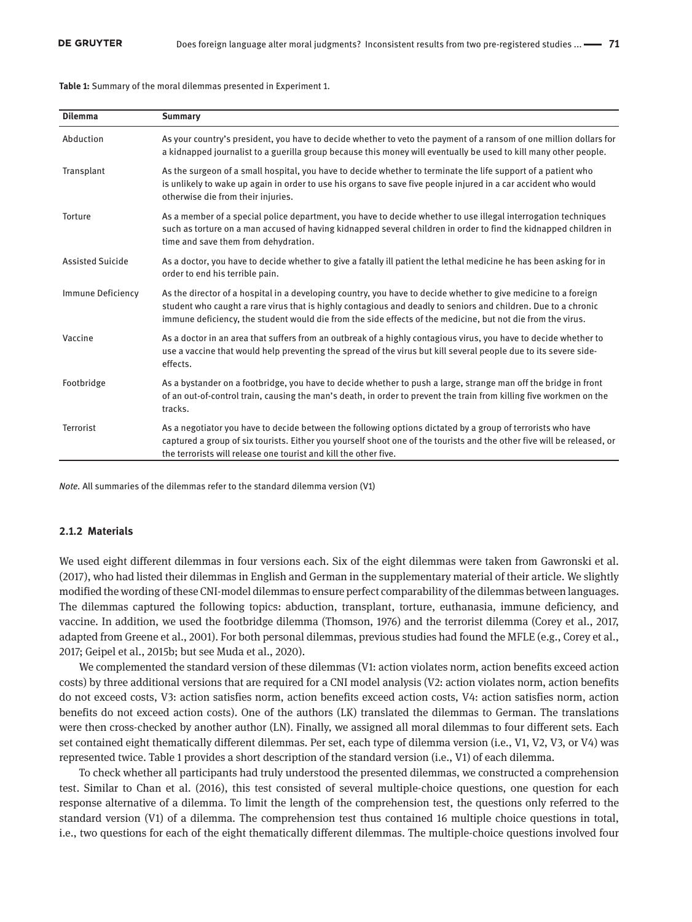**Table 1:** Summary of the moral dilemmas presented in Experiment 1.

| Dilemma | Summary |
| --- | --- |
| Abduction | As your country's president, you have to decide whether to veto the payment of a ransom of one million dollars for a kidnapped journalist to a guerilla group because this money will eventually be used to kill many other people. |
| Transplant | As the surgeon of a small hospital, you have to decide whether to terminate the life support of a patient who is unlikely to wake up again in order to use his organs to save five people injured in a car accident who would otherwise die from their injuries. |
| Torture | As a member of a special police department, you have to decide whether to use illegal interrogation techniques such as torture on a man accused of having kidnapped several children in order to find the kidnapped children in time and save them from dehydration. |
| Assisted Suicide | As a doctor, you have to decide whether to give a fatally ill patient the lethal medicine he has been asking for in order to end his terrible pain. |
| Immune Deficiency | As the director of a hospital in a developing country, you have to decide whether to give medicine to a foreign student who caught a rare virus that is highly contagious and deadly to seniors and children. Due to a chronic immune deficiency, the student would die from the side effects of the medicine, but not die from the virus. |
| Vaccine | As a doctor in an area that suffers from an outbreak of a highly contagious virus, you have to decide whether to use a vaccine that would help preventing the spread of the virus but kill several people due to its severe side-effects. |
| Footbridge | As a bystander on a footbridge, you have to decide whether to push a large, strange man off the bridge in front of an out-of-control train, causing the man's death, in order to prevent the train from killing five workmen on the tracks. |
| Terrorist | As a negotiator you have to decide between the following options dictated by a group of terrorists who have captured a group of six tourists. Either you yourself shoot one of the tourists and the other five will be released, or the terrorists will release one tourist and kill the other five. |

*Note.* All summaries of the dilemmas refer to the standard dilemma version (V1)

### 2.1.2 Materials

We used eight different dilemmas in four versions each. Six of the eight dilemmas were taken from Gawronski et al. (2017), who had listed their dilemmas in English and German in the supplementary material of their article. We slightly modified the wording of these CNI-model dilemmas to ensure perfect comparability of the dilemmas between languages. The dilemmas captured the following topics: abduction, transplant, torture, euthanasia, immune deficiency, and vaccine. In addition, we used the footbridge dilemma (Thomson, 1976) and the terrorist dilemma (Corey et al., 2017, adapted from Greene et al., 2001). For both personal dilemmas, previous studies had found the MFLE (e.g., Corey et al., 2017; Geipel et al., 2015b; but see Muda et al., 2020).

We complemented the standard version of these dilemmas (V1: action violates norm, action benefits exceed action costs) by three additional versions that are required for a CNI model analysis (V2: action violates norm, action benefits do not exceed costs, V3: action satisfies norm, action benefits exceed action costs, V4: action satisfies norm, action benefits do not exceed action costs). One of the authors (LK) translated the dilemmas to German. The translations were then cross-checked by another author (LN). Finally, we assigned all moral dilemmas to four different sets. Each set contained eight thematically different dilemmas. Per set, each type of dilemma version (i.e., V1, V2, V3, or V4) was represented twice. Table 1 provides a short description of the standard version (i.e., V1) of each dilemma.

To check whether all participants had truly understood the presented dilemmas, we constructed a comprehension test. Similar to Chan et al. (2016), this test consisted of several multiple-choice questions, one question for each response alternative of a dilemma. To limit the length of the comprehension test, the questions only referred to the standard version (V1) of a dilemma. The comprehension test thus contained 16 multiple choice questions in total, i.e., two questions for each of the eight thematically different dilemmas. The multiple-choice questions involved four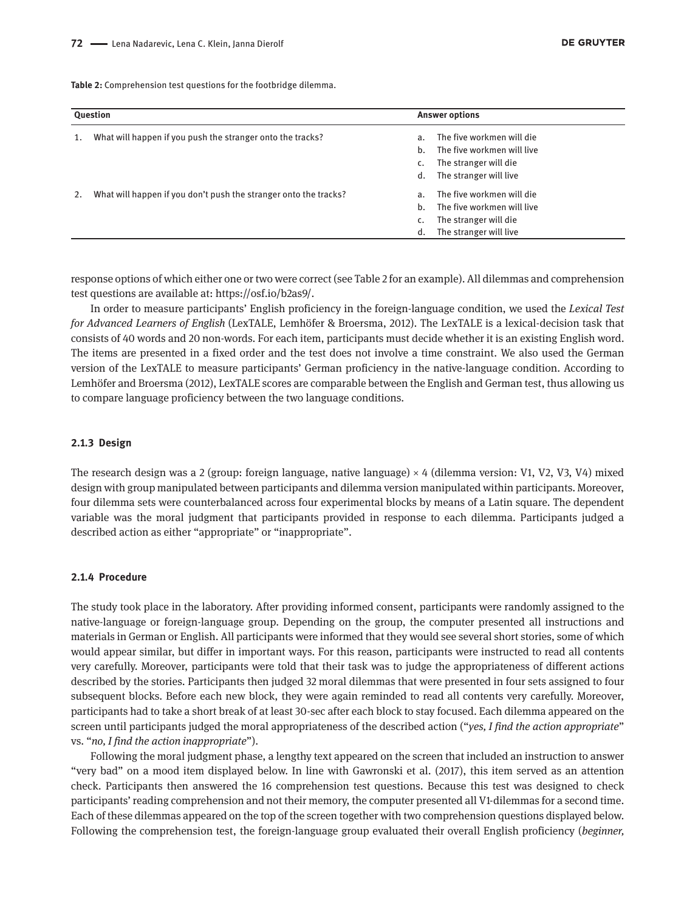**Table 2:** Comprehension test questions for the footbridge dilemma.

| Question | Answer options |
| --- | --- |
| 1. What will happen if you push the stranger onto the tracks? | a. The five workmen will die<br>b. The five workmen will live<br>c. The stranger will die<br>d. The stranger will live |
| 2. What will happen if you don't push the stranger onto the tracks? | a. The five workmen will die<br>b. The five workmen will live<br>c. The stranger will die<br>d. The stranger will live |

response options of which either one or two were correct (see Table 2 for an example). All dilemmas and comprehension test questions are available at: https://osf.io/b2as9/.

In order to measure participants' English proficiency in the foreign-language condition, we used the *Lexical Test for Advanced Learners of English* (LexTALE, Lemhöfer & Broersma, 2012). The LexTALE is a lexical-decision task that consists of 40 words and 20 non-words. For each item, participants must decide whether it is an existing English word. The items are presented in a fixed order and the test does not involve a time constraint. We also used the German version of the LexTALE to measure participants' German proficiency in the native-language condition. According to Lemhöfer and Broersma (2012), LexTALE scores are comparable between the English and German test, thus allowing us to compare language proficiency between the two language conditions.

#### 2.1.3 Design

The research design was a 2 (group: foreign language, native language) × 4 (dilemma version: V1, V2, V3, V4) mixed design with group manipulated between participants and dilemma version manipulated within participants. Moreover, four dilemma sets were counterbalanced across four experimental blocks by means of a Latin square. The dependent variable was the moral judgment that participants provided in response to each dilemma. Participants judged a described action as either "appropriate" or "inappropriate".

#### 2.1.4 Procedure

The study took place in the laboratory. After providing informed consent, participants were randomly assigned to the native-language or foreign-language group. Depending on the group, the computer presented all instructions and materials in German or English. All participants were informed that they would see several short stories, some of which would appear similar, but differ in important ways. For this reason, participants were instructed to read all contents very carefully. Moreover, participants were told that their task was to judge the appropriateness of different actions described by the stories. Participants then judged 32 moral dilemmas that were presented in four sets assigned to four subsequent blocks. Before each new block, they were again reminded to read all contents very carefully. Moreover, participants had to take a short break of at least 30-sec after each block to stay focused. Each dilemma appeared on the screen until participants judged the moral appropriateness of the described action ("*yes, I find the action appropriate*" vs. "*no, I find the action inappropriate*").

Following the moral judgment phase, a lengthy text appeared on the screen that included an instruction to answer "very bad" on a mood item displayed below. In line with Gawronski et al. (2017), this item served as an attention check. Participants then answered the 16 comprehension test questions. Because this test was designed to check participants' reading comprehension and not their memory, the computer presented all V1-dilemmas for a second time. Each of these dilemmas appeared on the top of the screen together with two comprehension questions displayed below. Following the comprehension test, the foreign-language group evaluated their overall English proficiency (*beginner,*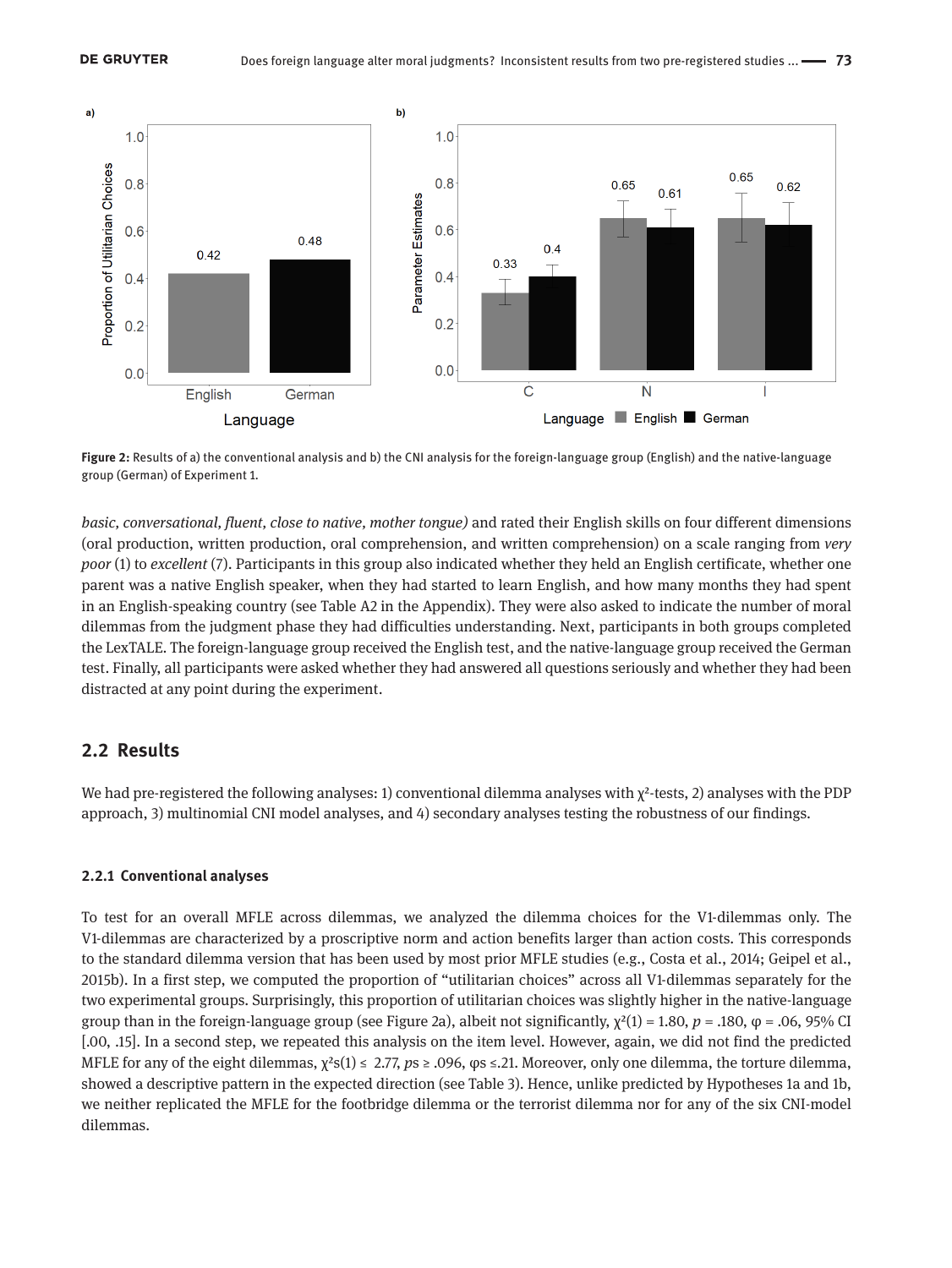Figure 2: Results of a) the conventional analysis and b) the CNI analysis for the foreign-language group (English) and the native-language group (German) of Experiment 1.

*basic, conversational, fluent, close to native, mother tongue)* and rated their English skills on four different dimensions (oral production, written production, oral comprehension, and written comprehension) on a scale ranging from *very poor* (1) to *excellent* (7). Participants in this group also indicated whether they held an English certificate, whether one parent was a native English speaker, when they had started to learn English, and how many months they had spent in an English-speaking country (see Table A2 in the Appendix). They were also asked to indicate the number of moral dilemmas from the judgment phase they had difficulties understanding. Next, participants in both groups completed the LexTALE. The foreign-language group received the English test, and the native-language group received the German test. Finally, all participants were asked whether they had answered all questions seriously and whether they had been distracted at any point during the experiment.

## 2.2 Results

We had pre-registered the following analyses: 1) conventional dilemma analyses with $\chi^2$-tests, 2) analyses with the PDP approach, 3) multinomial CNI model analyses, and 4) secondary analyses testing the robustness of our findings.

### 2.2.1 Conventional analyses

To test for an overall MFLE across dilemmas, we analyzed the dilemma choices for the V1-dilemmas only. The V1-dilemmas are characterized by a proscriptive norm and action benefits larger than action costs. This corresponds to the standard dilemma version that has been used by most prior MFLE studies (e.g., Costa et al., 2014; Geipel et al., 2015b). In a first step, we computed the proportion of "utilitarian choices" across all V1-dilemmas separately for the two experimental groups. Surprisingly, this proportion of utilitarian choices was slightly higher in the native-language group than in the foreign-language group (see Figure 2a), albeit not significantly, $\chi^2(1) = 1.80$, $p = .180$, $\varphi = .06$, 95% CI [.00, .15]. In a second step, we repeated this analysis on the item level. However, again, we did not find the predicted MFLE for any of the eight dilemmas, $\chi^2$s$(1) \leq 2.77$, $p$s $\geq .096$, $\varphi$s $\leq .21$. Moreover, only one dilemma, the torture dilemma, showed a descriptive pattern in the expected direction (see Table 3). Hence, unlike predicted by Hypotheses 1a and 1b, we neither replicated the MFLE for the footbridge dilemma or the terrorist dilemma nor for any of the six CNI-model dilemmas.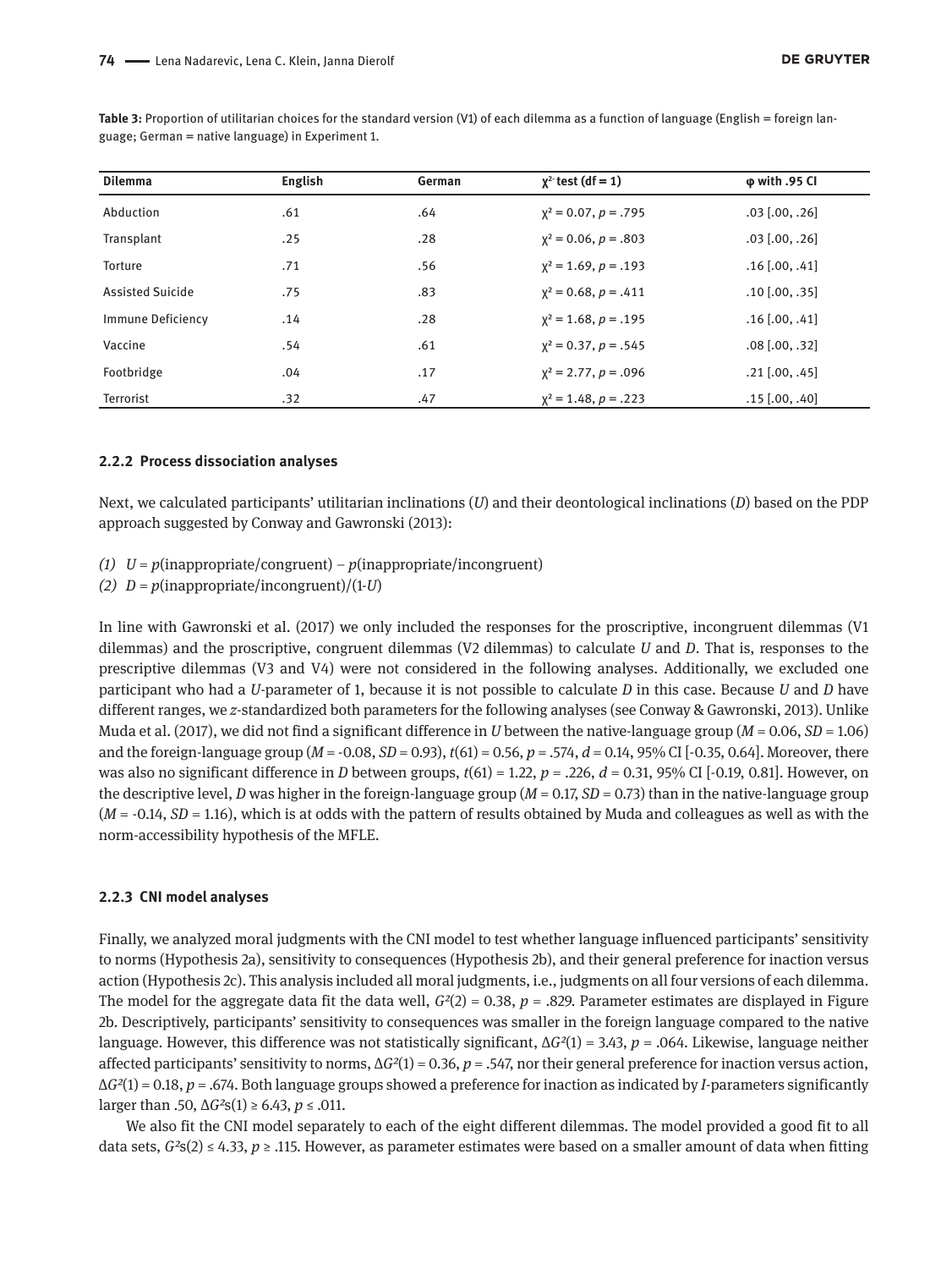**Table 3:** Proportion of utilitarian choices for the standard version (V1) of each dilemma as a function of language (English = foreign language; German = native language) in Experiment 1.

| Dilemma | English | German | $\chi^2$-test (df = 1) | φ with .95 CI |
|---|---|---|---|---|
| Abduction | .61 | .64 | $\chi^2 = 0.07$, $p = .795$ | .03 [.00, .26] |
| Transplant | .25 | .28 | $\chi^2 = 0.06$, $p = .803$ | .03 [.00, .26] |
| Torture | .71 | .56 | $\chi^2 = 1.69$, $p = .193$ | .16 [.00, .41] |
| Assisted Suicide | .75 | .83 | $\chi^2 = 0.68$, $p = .411$ | .10 [.00, .35] |
| Immune Deficiency | .14 | .28 | $\chi^2 = 1.68$, $p = .195$ | .16 [.00, .41] |
| Vaccine | .54 | .61 | $\chi^2 = 0.37$, $p = .545$ | .08 [.00, .32] |
| Footbridge | .04 | .17 | $\chi^2 = 2.77$, $p = .096$ | .21 [.00, .45] |
| Terrorist | .32 | .47 | $\chi^2 = 1.48$, $p = .223$ | .15 [.00, .40] |

### 2.2.2 Process dissociation analyses

Next, we calculated participants' utilitarian inclinations (*U*) and their deontological inclinations (*D*) based on the PDP approach suggested by Conway and Gawronski (2013):

*(1)* $U = p(\text{inappropriate/congruent}) - p(\text{inappropriate/incongruent})$
*(2)* $D = p(\text{inappropriate/incongruent})/(1\text{-}U)$

In line with Gawronski et al. (2017) we only included the responses for the proscriptive, incongruent dilemmas (V1 dilemmas) and the proscriptive, congruent dilemmas (V2 dilemmas) to calculate *U* and *D*. That is, responses to the prescriptive dilemmas (V3 and V4) were not considered in the following analyses. Additionally, we excluded one participant who had a *U*-parameter of 1, because it is not possible to calculate *D* in this case. Because *U* and *D* have different ranges, we *z*-standardized both parameters for the following analyses (see Conway & Gawronski, 2013). Unlike Muda et al. (2017), we did not find a significant difference in *U* between the native-language group ($M = 0.06$, $SD = 1.06$) and the foreign-language group ($M = -0.08$, $SD = 0.93$), $t(61) = 0.56$, $p = .574$, $d = 0.14$, 95% CI [-0.35, 0.64]. Moreover, there was also no significant difference in *D* between groups, $t(61) = 1.22$, $p = .226$, $d = 0.31$, 95% CI [-0.19, 0.81]. However, on the descriptive level, *D* was higher in the foreign-language group ($M = 0.17$, $SD = 0.73$) than in the native-language group ($M = -0.14$, $SD = 1.16$), which is at odds with the pattern of results obtained by Muda and colleagues as well as with the norm-accessibility hypothesis of the MFLE.

### 2.2.3 CNI model analyses

Finally, we analyzed moral judgments with the CNI model to test whether language influenced participants' sensitivity to norms (Hypothesis 2a), sensitivity to consequences (Hypothesis 2b), and their general preference for inaction versus action (Hypothesis 2c). This analysis included all moral judgments, i.e., judgments on all four versions of each dilemma. The model for the aggregate data fit the data well, $G^2(2) = 0.38$, $p = .829$. Parameter estimates are displayed in Figure 2b. Descriptively, participants' sensitivity to consequences was smaller in the foreign language compared to the native language. However, this difference was not statistically significant, $\Delta G^2(1) = 3.43$, $p = .064$. Likewise, language neither affected participants' sensitivity to norms, $\Delta G^2(1) = 0.36$, $p = .547$, nor their general preference for inaction versus action, $\Delta G^2(1) = 0.18$, $p = .674$. Both language groups showed a preference for inaction as indicated by *I*-parameters significantly larger than .50, $\Delta G^2\text{s}(1) \geq 6.43$, $p \leq .011$.

We also fit the CNI model separately to each of the eight different dilemmas. The model provided a good fit to all data sets, $G^2\text{s}(2) \leq 4.33$, $p \geq .115$. However, as parameter estimates were based on a smaller amount of data when fitting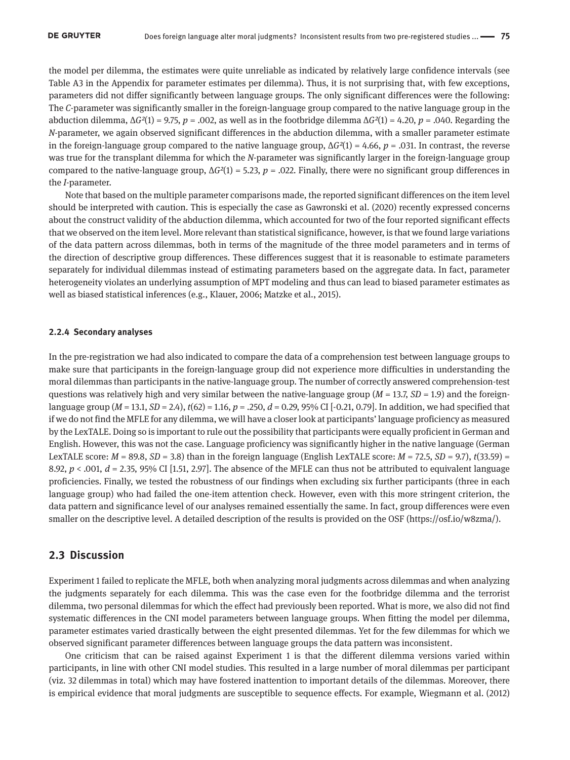the model per dilemma, the estimates were quite unreliable as indicated by relatively large confidence intervals (see Table A3 in the Appendix for parameter estimates per dilemma). Thus, it is not surprising that, with few exceptions, parameters did not differ significantly between language groups. The only significant differences were the following: The *C*-parameter was significantly smaller in the foreign-language group compared to the native language group in the abduction dilemma, $\Delta G^2(1) = 9.75$, $p = .002$, as well as in the footbridge dilemma $\Delta G^2(1) = 4.20$, $p = .040$. Regarding the *N*-parameter, we again observed significant differences in the abduction dilemma, with a smaller parameter estimate in the foreign-language group compared to the native language group, $\Delta G^2(1) = 4.66$, $p = .031$. In contrast, the reverse was true for the transplant dilemma for which the *N*-parameter was significantly larger in the foreign-language group compared to the native-language group, $\Delta G^2(1) = 5.23$, $p = .022$. Finally, there were no significant group differences in the *I*-parameter.

Note that based on the multiple parameter comparisons made, the reported significant differences on the item level should be interpreted with caution. This is especially the case as Gawronski et al. (2020) recently expressed concerns about the construct validity of the abduction dilemma, which accounted for two of the four reported significant effects that we observed on the item level. More relevant than statistical significance, however, is that we found large variations of the data pattern across dilemmas, both in terms of the magnitude of the three model parameters and in terms of the direction of descriptive group differences. These differences suggest that it is reasonable to estimate parameters separately for individual dilemmas instead of estimating parameters based on the aggregate data. In fact, parameter heterogeneity violates an underlying assumption of MPT modeling and thus can lead to biased parameter estimates as well as biased statistical inferences (e.g., Klauer, 2006; Matzke et al., 2015).

#### 2.2.4 Secondary analyses

In the pre-registration we had also indicated to compare the data of a comprehension test between language groups to make sure that participants in the foreign-language group did not experience more difficulties in understanding the moral dilemmas than participants in the native-language group. The number of correctly answered comprehension-test questions was relatively high and very similar between the native-language group ($M = 13.7$, $SD = 1.9$) and the foreign-language group ($M = 13.1$, $SD = 2.4$), $t(62) = 1.16$, $p = .250$, $d = 0.29$, 95% CI [-0.21, 0.79]. In addition, we had specified that if we do not find the MFLE for any dilemma, we will have a closer look at participants' language proficiency as measured by the LexTALE. Doing so is important to rule out the possibility that participants were equally proficient in German and English. However, this was not the case. Language proficiency was significantly higher in the native language (German LexTALE score: $M = 89.8$, $SD = 3.8$) than in the foreign language (English LexTALE score: $M = 72.5$, $SD = 9.7$), $t(33.59) = 8.92$, $p < .001$, $d = 2.35$, 95% CI [1.51, 2.97]. The absence of the MFLE can thus not be attributed to equivalent language proficiencies. Finally, we tested the robustness of our findings when excluding six further participants (three in each language group) who had failed the one-item attention check. However, even with this more stringent criterion, the data pattern and significance level of our analyses remained essentially the same. In fact, group differences were even smaller on the descriptive level. A detailed description of the results is provided on the OSF (https://osf.io/w8zma/).

### 2.3 Discussion

Experiment 1 failed to replicate the MFLE, both when analyzing moral judgments across dilemmas and when analyzing the judgments separately for each dilemma. This was the case even for the footbridge dilemma and the terrorist dilemma, two personal dilemmas for which the effect had previously been reported. What is more, we also did not find systematic differences in the CNI model parameters between language groups. When fitting the model per dilemma, parameter estimates varied drastically between the eight presented dilemmas. Yet for the few dilemmas for which we observed significant parameter differences between language groups the data pattern was inconsistent.

One criticism that can be raised against Experiment 1 is that the different dilemma versions varied within participants, in line with other CNI model studies. This resulted in a large number of moral dilemmas per participant (viz. 32 dilemmas in total) which may have fostered inattention to important details of the dilemmas. Moreover, there is empirical evidence that moral judgments are susceptible to sequence effects. For example, Wiegmann et al. (2012)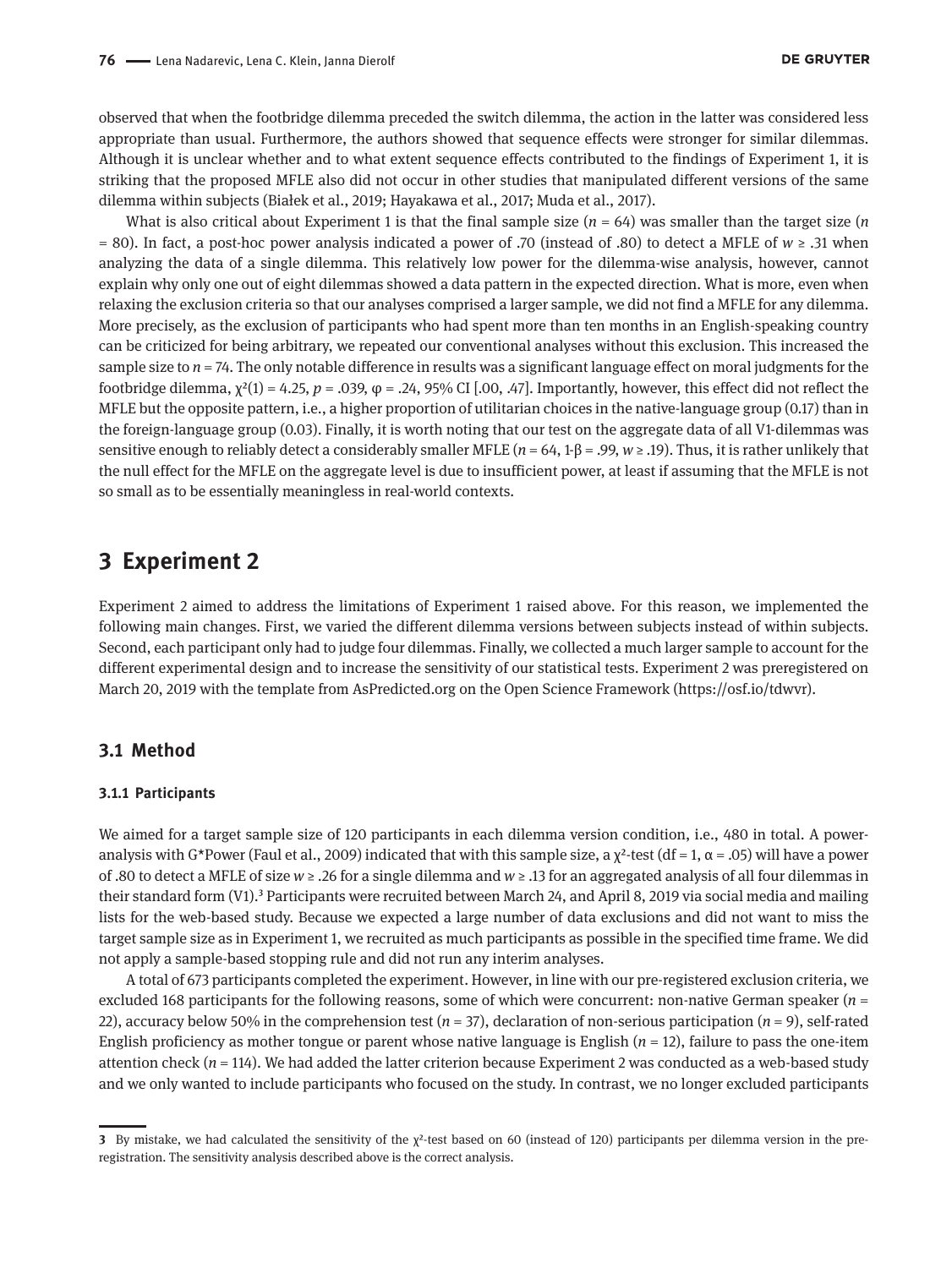observed that when the footbridge dilemma preceded the switch dilemma, the action in the latter was considered less appropriate than usual. Furthermore, the authors showed that sequence effects were stronger for similar dilemmas. Although it is unclear whether and to what extent sequence effects contributed to the findings of Experiment 1, it is striking that the proposed MFLE also did not occur in other studies that manipulated different versions of the same dilemma within subjects (Białek et al., 2019; Hayakawa et al., 2017; Muda et al., 2017).

What is also critical about Experiment 1 is that the final sample size ($n$ = 64) was smaller than the target size ($n$ = 80). In fact, a post-hoc power analysis indicated a power of .70 (instead of .80) to detect a MFLE of $w \geq .31$ when analyzing the data of a single dilemma. This relatively low power for the dilemma-wise analysis, however, cannot explain why only one out of eight dilemmas showed a data pattern in the expected direction. What is more, even when relaxing the exclusion criteria so that our analyses comprised a larger sample, we did not find a MFLE for any dilemma. More precisely, as the exclusion of participants who had spent more than ten months in an English-speaking country can be criticized for being arbitrary, we repeated our conventional analyses without this exclusion. This increased the sample size to $n$ = 74. The only notable difference in results was a significant language effect on moral judgments for the footbridge dilemma, $\chi^2(1) = 4.25$, $p = .039$, $\varphi = .24$, 95% CI [.00, .47]. Importantly, however, this effect did not reflect the MFLE but the opposite pattern, i.e., a higher proportion of utilitarian choices in the native-language group (0.17) than in the foreign-language group (0.03). Finally, it is worth noting that our test on the aggregate data of all V1-dilemmas was sensitive enough to reliably detect a considerably smaller MFLE ($n$ = 64, $1\text{-}\beta = .99$, $w \geq .19$). Thus, it is rather unlikely that the null effect for the MFLE on the aggregate level is due to insufficient power, at least if assuming that the MFLE is not so small as to be essentially meaningless in real-world contexts.

## 3 Experiment 2

Experiment 2 aimed to address the limitations of Experiment 1 raised above. For this reason, we implemented the following main changes. First, we varied the different dilemma versions between subjects instead of within subjects. Second, each participant only had to judge four dilemmas. Finally, we collected a much larger sample to account for the different experimental design and to increase the sensitivity of our statistical tests. Experiment 2 was preregistered on March 20, 2019 with the template from AsPredicted.org on the Open Science Framework (https://osf.io/tdwvr).

### 3.1 Method

#### 3.1.1 Participants

We aimed for a target sample size of 120 participants in each dilemma version condition, i.e., 480 in total. A power-analysis with G*Power (Faul et al., 2009) indicated that with this sample size, a $\chi^2$-test (df = 1, $\alpha = .05$) will have a power of .80 to detect a MFLE of size $w \geq .26$ for a single dilemma and $w \geq .13$ for an aggregated analysis of all four dilemmas in their standard form (V1).[3] Participants were recruited between March 24, and April 8, 2019 via social media and mailing lists for the web-based study. Because we expected a large number of data exclusions and did not want to miss the target sample size as in Experiment 1, we recruited as much participants as possible in the specified time frame. We did not apply a sample-based stopping rule and did not run any interim analyses.

A total of 673 participants completed the experiment. However, in line with our pre-registered exclusion criteria, we excluded 168 participants for the following reasons, some of which were concurrent: non-native German speaker ($n$ = 22), accuracy below 50% in the comprehension test ($n$ = 37), declaration of non-serious participation ($n$ = 9), self-rated English proficiency as mother tongue or parent whose native language is English ($n$ = 12), failure to pass the one-item attention check ($n$ = 114). We had added the latter criterion because Experiment 2 was conducted as a web-based study and we only wanted to include participants who focused on the study. In contrast, we no longer excluded participants

---

[3] By mistake, we had calculated the sensitivity of the $\chi^2$-test based on 60 (instead of 120) participants per dilemma version in the pre-registration. The sensitivity analysis described above is the correct analysis.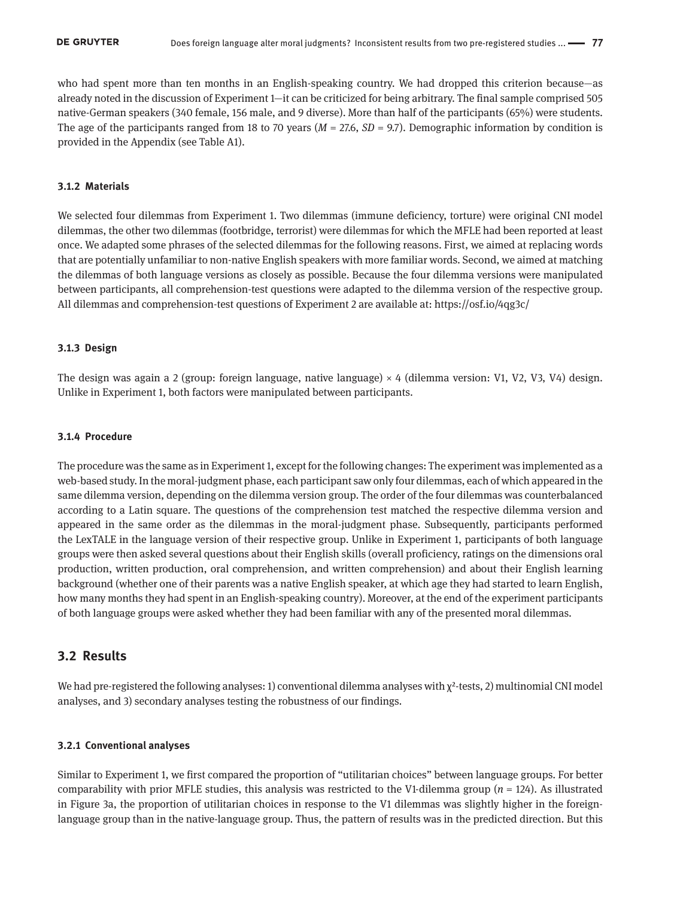who had spent more than ten months in an English-speaking country. We had dropped this criterion because—as already noted in the discussion of Experiment 1—it can be criticized for being arbitrary. The final sample comprised 505 native-German speakers (340 female, 156 male, and 9 diverse). More than half of the participants (65%) were students. The age of the participants ranged from 18 to 70 years ($M = 27.6$, $SD = 9.7$). Demographic information by condition is provided in the Appendix (see Table A1).

#### 3.1.2 Materials

We selected four dilemmas from Experiment 1. Two dilemmas (immune deficiency, torture) were original CNI model dilemmas, the other two dilemmas (footbridge, terrorist) were dilemmas for which the MFLE had been reported at least once. We adapted some phrases of the selected dilemmas for the following reasons. First, we aimed at replacing words that are potentially unfamiliar to non-native English speakers with more familiar words. Second, we aimed at matching the dilemmas of both language versions as closely as possible. Because the four dilemma versions were manipulated between participants, all comprehension-test questions were adapted to the dilemma version of the respective group. All dilemmas and comprehension-test questions of Experiment 2 are available at: https://osf.io/4qg3c/

#### 3.1.3 Design

The design was again a 2 (group: foreign language, native language) × 4 (dilemma version: V1, V2, V3, V4) design. Unlike in Experiment 1, both factors were manipulated between participants.

#### 3.1.4 Procedure

The procedure was the same as in Experiment 1, except for the following changes: The experiment was implemented as a web-based study. In the moral-judgment phase, each participant saw only four dilemmas, each of which appeared in the same dilemma version, depending on the dilemma version group. The order of the four dilemmas was counterbalanced according to a Latin square. The questions of the comprehension test matched the respective dilemma version and appeared in the same order as the dilemmas in the moral-judgment phase. Subsequently, participants performed the LexTALE in the language version of their respective group. Unlike in Experiment 1, participants of both language groups were then asked several questions about their English skills (overall proficiency, ratings on the dimensions oral production, written production, oral comprehension, and written comprehension) and about their English learning background (whether one of their parents was a native English speaker, at which age they had started to learn English, how many months they had spent in an English-speaking country). Moreover, at the end of the experiment participants of both language groups were asked whether they had been familiar with any of the presented moral dilemmas.

## 3.2 Results

We had pre-registered the following analyses: 1) conventional dilemma analyses with $\chi^2$-tests, 2) multinomial CNI model analyses, and 3) secondary analyses testing the robustness of our findings.

#### 3.2.1 Conventional analyses

Similar to Experiment 1, we first compared the proportion of "utilitarian choices" between language groups. For better comparability with prior MFLE studies, this analysis was restricted to the V1-dilemma group ($n = 124$). As illustrated in Figure 3a, the proportion of utilitarian choices in response to the V1 dilemmas was slightly higher in the foreign-language group than in the native-language group. Thus, the pattern of results was in the predicted direction. But this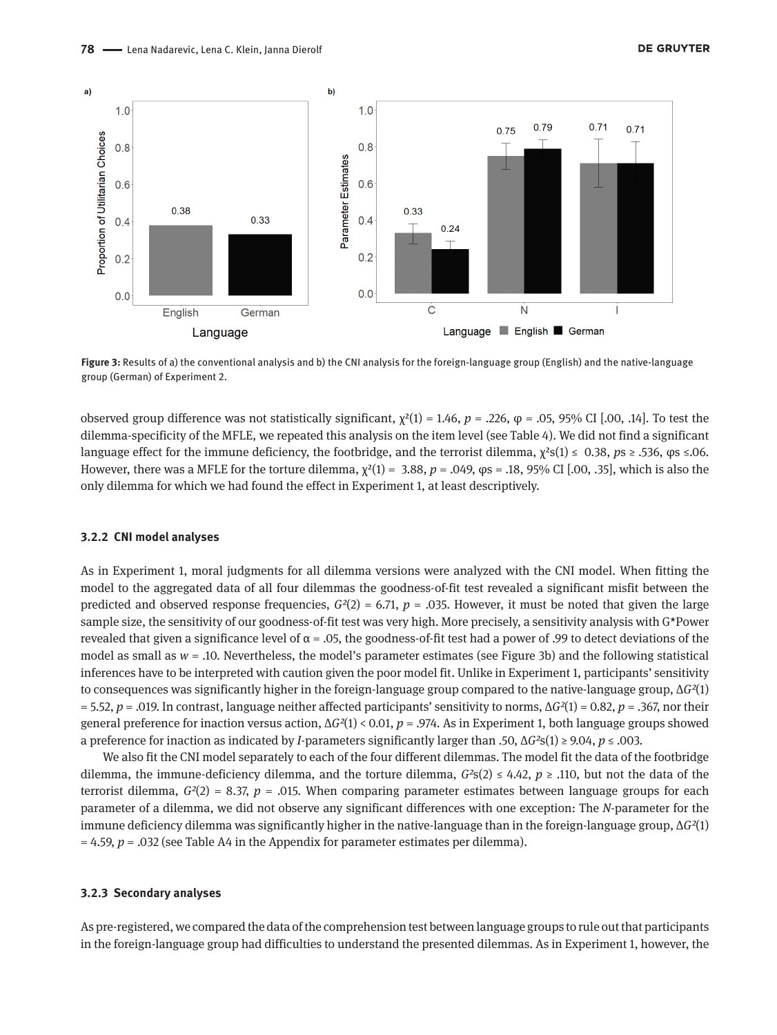**Figure 3:** Results of a) the conventional analysis and b) the CNI analysis for the foreign-language group (English) and the native-language group (German) of Experiment 2.

observed group difference was not statistically significant, $\chi^2(1) = 1.46$, $p = .226$, $\varphi = .05$, 95% CI [.00, .14]. To test the dilemma-specificity of the MFLE, we repeated this analysis on the item level (see Table 4). We did not find a significant language effect for the immune deficiency, the footbridge, and the terrorist dilemma, $\chi^2\text{s}(1) \leq 0.38$, $ps \geq .536$, $\varphi\text{s} \leq .06$. However, there was a MFLE for the torture dilemma, $\chi^2(1) = 3.88$, $p = .049$, $\varphi\text{s} = .18$, 95% CI [.00, .35], which is also the only dilemma for which we had found the effect in Experiment 1, at least descriptively.

### 3.2.2 CNI model analyses

As in Experiment 1, moral judgments for all dilemma versions were analyzed with the CNI model. When fitting the model to the aggregated data of all four dilemmas the goodness-of-fit test revealed a significant misfit between the predicted and observed response frequencies, $G^2(2) = 6.71$, $p = .035$. However, it must be noted that given the large sample size, the sensitivity of our goodness-of-fit test was very high. More precisely, a sensitivity analysis with G*Power revealed that given a significance level of $\alpha = .05$, the goodness-of-fit test had a power of .99 to detect deviations of the model as small as $w = .10$. Nevertheless, the model's parameter estimates (see Figure 3b) and the following statistical inferences have to be interpreted with caution given the poor model fit. Unlike in Experiment 1, participants' sensitivity to consequences was significantly higher in the foreign-language group compared to the native-language group, $\Delta G^2(1) = 5.52$, $p = .019$. In contrast, language neither affected participants' sensitivity to norms, $\Delta G^2(1) = 0.82$, $p = .367$, nor their general preference for inaction versus action, $\Delta G^2(1) < 0.01$, $p = .974$. As in Experiment 1, both language groups showed a preference for inaction as indicated by *I*-parameters significantly larger than .50, $\Delta G^2\text{s}(1) \geq 9.04$, $p \leq .003$.

We also fit the CNI model separately to each of the four different dilemmas. The model fit the data of the footbridge dilemma, the immune-deficiency dilemma, and the torture dilemma, $G^2\text{s}(2) \leq 4.42$, $p \geq .110$, but not the data of the terrorist dilemma, $G^2(2) = 8.37$, $p = .015$. When comparing parameter estimates between language groups for each parameter of a dilemma, we did not observe any significant differences with one exception: The *N*-parameter for the immune deficiency dilemma was significantly higher in the native-language than in the foreign-language group, $\Delta G^2(1) = 4.59$, $p = .032$ (see Table A4 in the Appendix for parameter estimates per dilemma).

### 3.2.3 Secondary analyses

As pre-registered, we compared the data of the comprehension test between language groups to rule out that participants in the foreign-language group had difficulties to understand the presented dilemmas. As in Experiment 1, however, the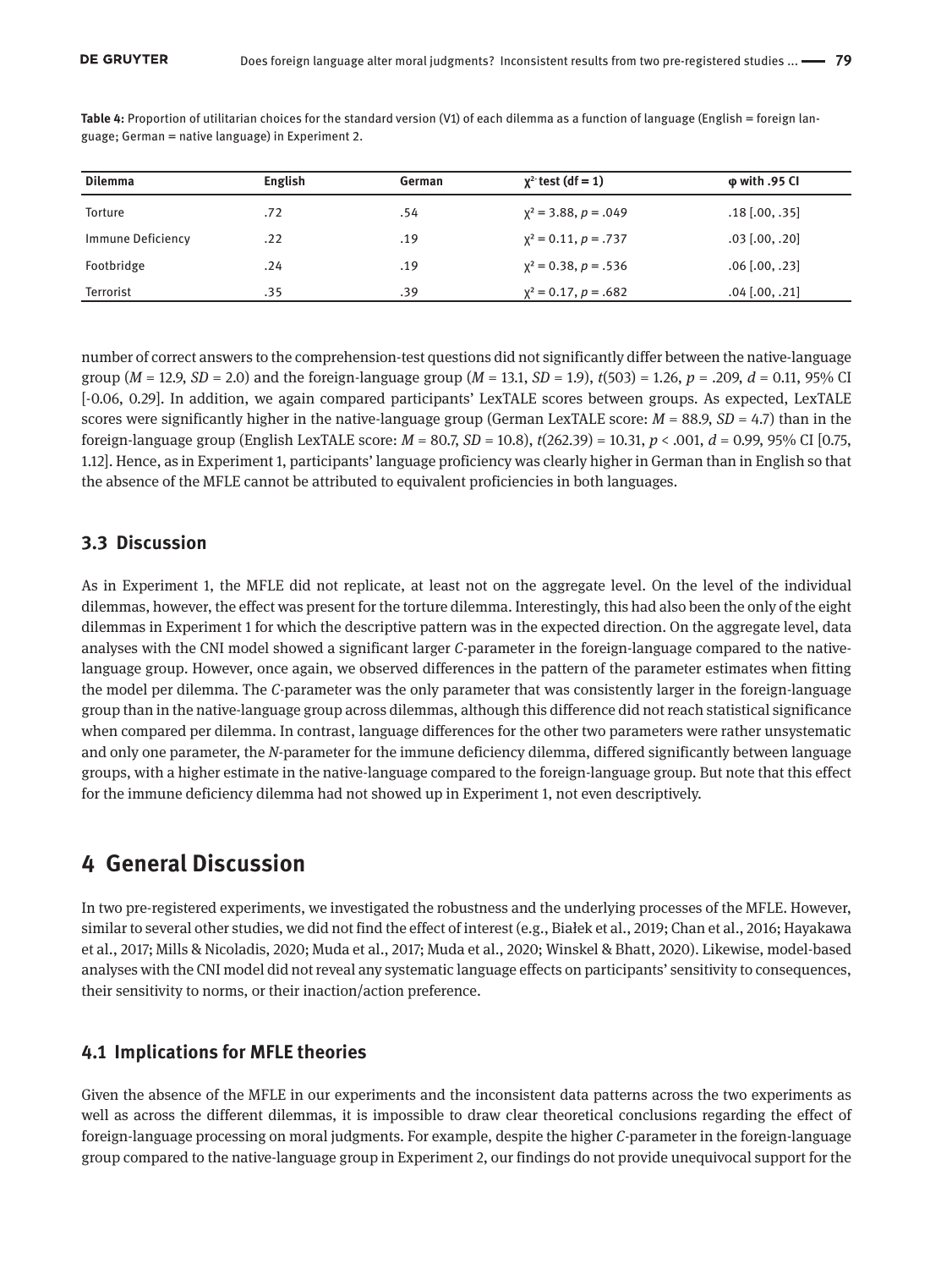**Table 4:** Proportion of utilitarian choices for the standard version (V1) of each dilemma as a function of language (English = foreign language; German = native language) in Experiment 2.

| Dilemma | English | German | $\chi^2$-test (df = 1) | φ with .95 CI |
|---|---|---|---|---|
| Torture | .72 | .54 | $\chi^2 = 3.88$, $p = .049$ | .18 [.00, .35] |
| Immune Deficiency | .22 | .19 | $\chi^2 = 0.11$, $p = .737$ | .03 [.00, .20] |
| Footbridge | .24 | .19 | $\chi^2 = 0.38$, $p = .536$ | .06 [.00, .23] |
| Terrorist | .35 | .39 | $\chi^2 = 0.17$, $p = .682$ | .04 [.00, .21] |

number of correct answers to the comprehension-test questions did not significantly differ between the native-language group ($M = 12.9$, $SD = 2.0$) and the foreign-language group ($M = 13.1$, $SD = 1.9$), $t(503) = 1.26$, $p = .209$, $d = 0.11$, 95% CI [-0.06, 0.29]. In addition, we again compared participants' LexTALE scores between groups. As expected, LexTALE scores were significantly higher in the native-language group (German LexTALE score: $M = 88.9$, $SD = 4.7$) than in the foreign-language group (English LexTALE score: $M = 80.7$, $SD = 10.8$), $t(262.39) = 10.31$, $p < .001$, $d = 0.99$, 95% CI [0.75, 1.12]. Hence, as in Experiment 1, participants' language proficiency was clearly higher in German than in English so that the absence of the MFLE cannot be attributed to equivalent proficiencies in both languages.

### 3.3 Discussion

As in Experiment 1, the MFLE did not replicate, at least not on the aggregate level. On the level of the individual dilemmas, however, the effect was present for the torture dilemma. Interestingly, this had also been the only of the eight dilemmas in Experiment 1 for which the descriptive pattern was in the expected direction. On the aggregate level, data analyses with the CNI model showed a significant larger *C*-parameter in the foreign-language compared to the native-language group. However, once again, we observed differences in the pattern of the parameter estimates when fitting the model per dilemma. The *C*-parameter was the only parameter that was consistently larger in the foreign-language group than in the native-language group across dilemmas, although this difference did not reach statistical significance when compared per dilemma. In contrast, language differences for the other two parameters were rather unsystematic and only one parameter, the *N*-parameter for the immune deficiency dilemma, differed significantly between language groups, with a higher estimate in the native-language compared to the foreign-language group. But note that this effect for the immune deficiency dilemma had not showed up in Experiment 1, not even descriptively.

## 4 General Discussion

In two pre-registered experiments, we investigated the robustness and the underlying processes of the MFLE. However, similar to several other studies, we did not find the effect of interest (e.g., Białek et al., 2019; Chan et al., 2016; Hayakawa et al., 2017; Mills & Nicoladis, 2020; Muda et al., 2017; Muda et al., 2020; Winskel & Bhatt, 2020). Likewise, model-based analyses with the CNI model did not reveal any systematic language effects on participants' sensitivity to consequences, their sensitivity to norms, or their inaction/action preference.

### 4.1 Implications for MFLE theories

Given the absence of the MFLE in our experiments and the inconsistent data patterns across the two experiments as well as across the different dilemmas, it is impossible to draw clear theoretical conclusions regarding the effect of foreign-language processing on moral judgments. For example, despite the higher *C*-parameter in the foreign-language group compared to the native-language group in Experiment 2, our findings do not provide unequivocal support for the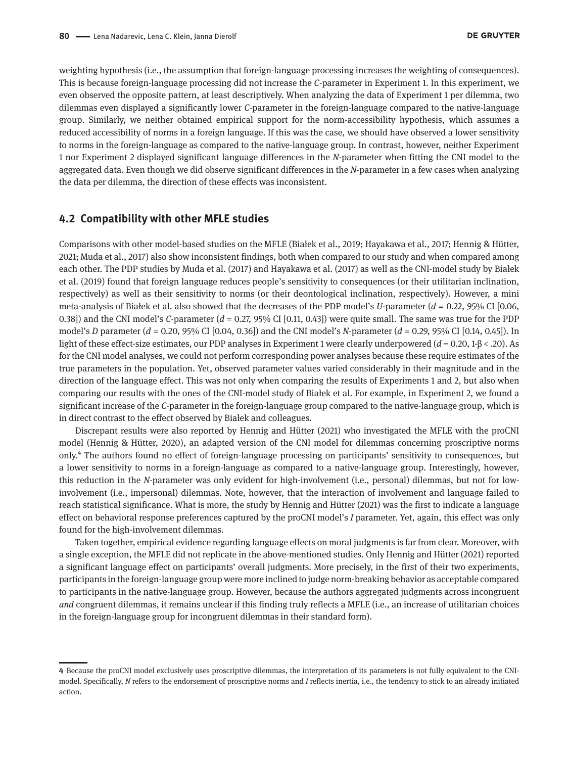weighting hypothesis (i.e., the assumption that foreign-language processing increases the weighting of consequences). This is because foreign-language processing did not increase the *C*-parameter in Experiment 1. In this experiment, we even observed the opposite pattern, at least descriptively. When analyzing the data of Experiment 1 per dilemma, two dilemmas even displayed a significantly lower *C*-parameter in the foreign-language compared to the native-language group. Similarly, we neither obtained empirical support for the norm-accessibility hypothesis, which assumes a reduced accessibility of norms in a foreign language. If this was the case, we should have observed a lower sensitivity to norms in the foreign-language as compared to the native-language group. In contrast, however, neither Experiment 1 nor Experiment 2 displayed significant language differences in the *N*-parameter when fitting the CNI model to the aggregated data. Even though we did observe significant differences in the *N*-parameter in a few cases when analyzing the data per dilemma, the direction of these effects was inconsistent.

## 4.2 Compatibility with other MFLE studies

Comparisons with other model-based studies on the MFLE (Białek et al., 2019; Hayakawa et al., 2017; Hennig & Hütter, 2021; Muda et al., 2017) also show inconsistent findings, both when compared to our study and when compared among each other. The PDP studies by Muda et al. (2017) and Hayakawa et al. (2017) as well as the CNI-model study by Białek et al. (2019) found that foreign language reduces people's sensitivity to consequences (or their utilitarian inclination, respectively) as well as their sensitivity to norms (or their deontological inclination, respectively). However, a mini meta-analysis of Białek et al. also showed that the decreases of the PDP model's *U*-parameter ($d = 0.22$, 95% CI [0.06, 0.38]) and the CNI model's *C*-parameter ($d = 0.27$, 95% CI [0.11, 0.43]) were quite small. The same was true for the PDP model's *D* parameter ($d = 0.20$, 95% CI [0.04, 0.36]) and the CNI model's *N*-parameter ($d = 0.29$, 95% CI [0.14, 0.45]). In light of these effect-size estimates, our PDP analyses in Experiment 1 were clearly underpowered ($d = 0.20$, $1\text{-}\beta < .20$). As for the CNI model analyses, we could not perform corresponding power analyses because these require estimates of the true parameters in the population. Yet, observed parameter values varied considerably in their magnitude and in the direction of the language effect. This was not only when comparing the results of Experiments 1 and 2, but also when comparing our results with the ones of the CNI-model study of Białek et al. For example, in Experiment 2, we found a significant increase of the *C*-parameter in the foreign-language group compared to the native-language group, which is in direct contrast to the effect observed by Białek and colleagues.

Discrepant results were also reported by Hennig and Hütter (2021) who investigated the MFLE with the proCNI model (Hennig & Hütter, 2020), an adapted version of the CNI model for dilemmas concerning proscriptive norms only.[4] The authors found no effect of foreign-language processing on participants' sensitivity to consequences, but a lower sensitivity to norms in a foreign-language as compared to a native-language group. Interestingly, however, this reduction in the *N*-parameter was only evident for high-involvement (i.e., personal) dilemmas, but not for low-involvement (i.e., impersonal) dilemmas. Note, however, that the interaction of involvement and language failed to reach statistical significance. What is more, the study by Hennig and Hütter (2021) was the first to indicate a language effect on behavioral response preferences captured by the proCNI model's *I* parameter. Yet, again, this effect was only found for the high-involvement dilemmas.

Taken together, empirical evidence regarding language effects on moral judgments is far from clear. Moreover, with a single exception, the MFLE did not replicate in the above-mentioned studies. Only Hennig and Hütter (2021) reported a significant language effect on participants' overall judgments. More precisely, in the first of their two experiments, participants in the foreign-language group were more inclined to judge norm-breaking behavior as acceptable compared to participants in the native-language group. However, because the authors aggregated judgments across incongruent *and* congruent dilemmas, it remains unclear if this finding truly reflects a MFLE (i.e., an increase of utilitarian choices in the foreign-language group for incongruent dilemmas in their standard form).

---

4 Because the proCNI model exclusively uses proscriptive dilemmas, the interpretation of its parameters is not fully equivalent to the CNI-model. Specifically, *N* refers to the endorsement of proscriptive norms and *I* reflects inertia, i.e., the tendency to stick to an already initiated action.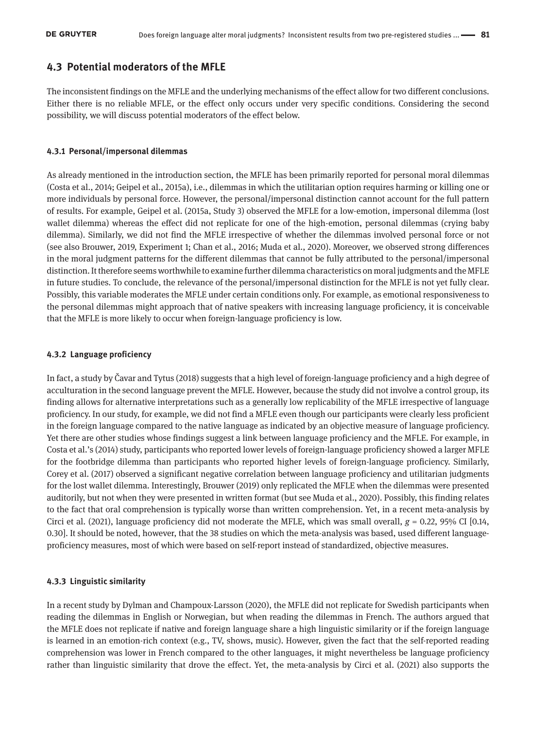## 4.3 Potential moderators of the MFLE

The inconsistent findings on the MFLE and the underlying mechanisms of the effect allow for two different conclusions. Either there is no reliable MFLE, or the effect only occurs under very specific conditions. Considering the second possibility, we will discuss potential moderators of the effect below.

### 4.3.1 Personal/impersonal dilemmas

As already mentioned in the introduction section, the MFLE has been primarily reported for personal moral dilemmas (Costa et al., 2014; Geipel et al., 2015a), i.e., dilemmas in which the utilitarian option requires harming or killing one or more individuals by personal force. However, the personal/impersonal distinction cannot account for the full pattern of results. For example, Geipel et al. (2015a, Study 3) observed the MFLE for a low-emotion, impersonal dilemma (lost wallet dilemma) whereas the effect did not replicate for one of the high-emotion, personal dilemmas (crying baby dilemma). Similarly, we did not find the MFLE irrespective of whether the dilemmas involved personal force or not (see also Brouwer, 2019, Experiment 1; Chan et al., 2016; Muda et al., 2020). Moreover, we observed strong differences in the moral judgment patterns for the different dilemmas that cannot be fully attributed to the personal/impersonal distinction. It therefore seems worthwhile to examine further dilemma characteristics on moral judgments and the MFLE in future studies. To conclude, the relevance of the personal/impersonal distinction for the MFLE is not yet fully clear. Possibly, this variable moderates the MFLE under certain conditions only. For example, as emotional responsiveness to the personal dilemmas might approach that of native speakers with increasing language proficiency, it is conceivable that the MFLE is more likely to occur when foreign-language proficiency is low.

### 4.3.2 Language proficiency

In fact, a study by Čavar and Tytus (2018) suggests that a high level of foreign-language proficiency and a high degree of acculturation in the second language prevent the MFLE. However, because the study did not involve a control group, its finding allows for alternative interpretations such as a generally low replicability of the MFLE irrespective of language proficiency. In our study, for example, we did not find a MFLE even though our participants were clearly less proficient in the foreign language compared to the native language as indicated by an objective measure of language proficiency. Yet there are other studies whose findings suggest a link between language proficiency and the MFLE. For example, in Costa et al.'s (2014) study, participants who reported lower levels of foreign-language proficiency showed a larger MFLE for the footbridge dilemma than participants who reported higher levels of foreign-language proficiency. Similarly, Corey et al. (2017) observed a significant negative correlation between language proficiency and utilitarian judgments for the lost wallet dilemma. Interestingly, Brouwer (2019) only replicated the MFLE when the dilemmas were presented auditorily, but not when they were presented in written format (but see Muda et al., 2020). Possibly, this finding relates to the fact that oral comprehension is typically worse than written comprehension. Yet, in a recent meta-analysis by Circi et al. (2021), language proficiency did not moderate the MFLE, which was small overall, $g = 0.22$, 95% CI [0.14, 0.30]. It should be noted, however, that the 38 studies on which the meta-analysis was based, used different language-proficiency measures, most of which were based on self-report instead of standardized, objective measures.

### 4.3.3 Linguistic similarity

In a recent study by Dylman and Champoux-Larsson (2020), the MFLE did not replicate for Swedish participants when reading the dilemmas in English or Norwegian, but when reading the dilemmas in French. The authors argued that the MFLE does not replicate if native and foreign language share a high linguistic similarity or if the foreign language is learned in an emotion-rich context (e.g., TV, shows, music). However, given the fact that the self-reported reading comprehension was lower in French compared to the other languages, it might nevertheless be language proficiency rather than linguistic similarity that drove the effect. Yet, the meta-analysis by Circi et al. (2021) also supports the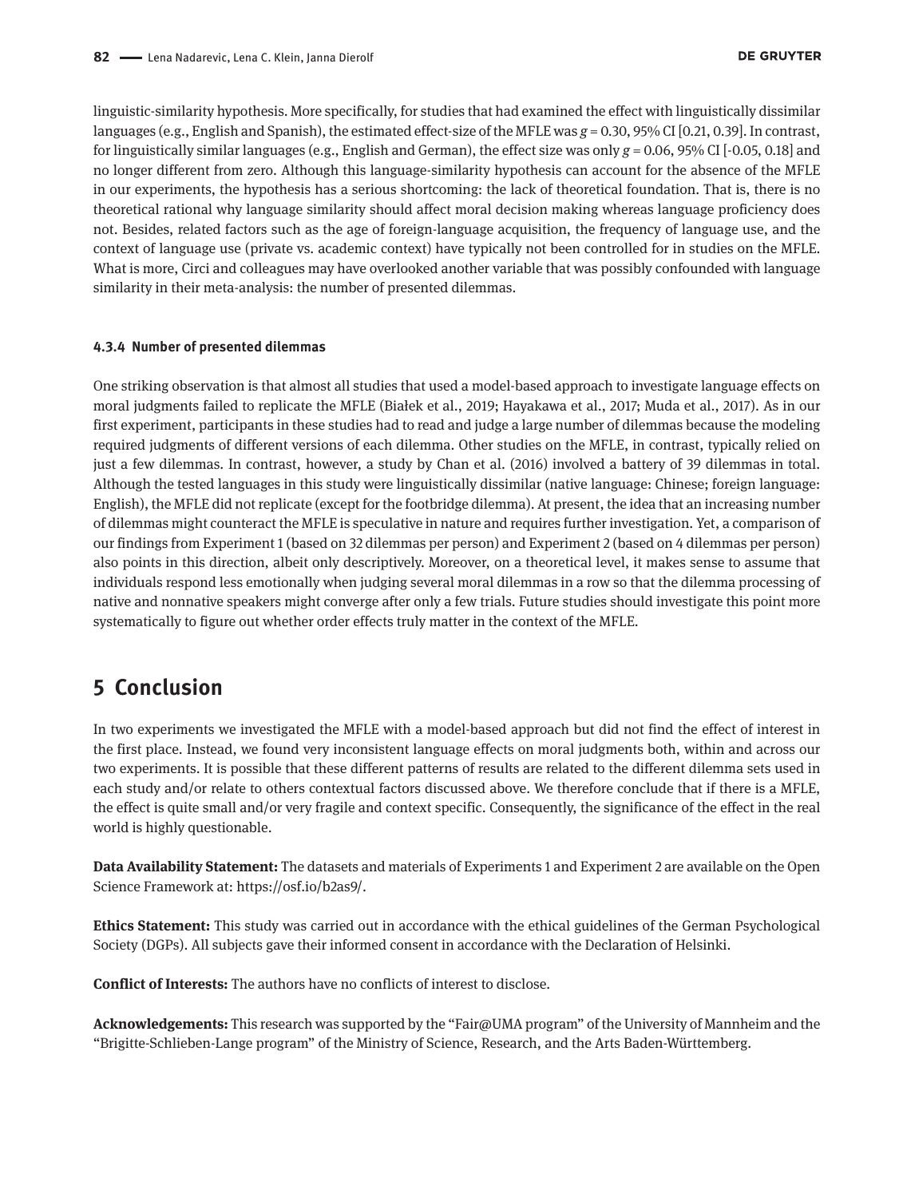linguistic-similarity hypothesis. More specifically, for studies that had examined the effect with linguistically dissimilar languages (e.g., English and Spanish), the estimated effect-size of the MFLE was $g = 0.30$, 95% CI [0.21, 0.39]. In contrast, for linguistically similar languages (e.g., English and German), the effect size was only $g = 0.06$, 95% CI [-0.05, 0.18] and no longer different from zero. Although this language-similarity hypothesis can account for the absence of the MFLE in our experiments, the hypothesis has a serious shortcoming: the lack of theoretical foundation. That is, there is no theoretical rational why language similarity should affect moral decision making whereas language proficiency does not. Besides, related factors such as the age of foreign-language acquisition, the frequency of language use, and the context of language use (private vs. academic context) have typically not been controlled for in studies on the MFLE. What is more, Circi and colleagues may have overlooked another variable that was possibly confounded with language similarity in their meta-analysis: the number of presented dilemmas.

#### 4.3.4 Number of presented dilemmas

One striking observation is that almost all studies that used a model-based approach to investigate language effects on moral judgments failed to replicate the MFLE (Białek et al., 2019; Hayakawa et al., 2017; Muda et al., 2017). As in our first experiment, participants in these studies had to read and judge a large number of dilemmas because the modeling required judgments of different versions of each dilemma. Other studies on the MFLE, in contrast, typically relied on just a few dilemmas. In contrast, however, a study by Chan et al. (2016) involved a battery of 39 dilemmas in total. Although the tested languages in this study were linguistically dissimilar (native language: Chinese; foreign language: English), the MFLE did not replicate (except for the footbridge dilemma). At present, the idea that an increasing number of dilemmas might counteract the MFLE is speculative in nature and requires further investigation. Yet, a comparison of our findings from Experiment 1 (based on 32 dilemmas per person) and Experiment 2 (based on 4 dilemmas per person) also points in this direction, albeit only descriptively. Moreover, on a theoretical level, it makes sense to assume that individuals respond less emotionally when judging several moral dilemmas in a row so that the dilemma processing of native and nonnative speakers might converge after only a few trials. Future studies should investigate this point more systematically to figure out whether order effects truly matter in the context of the MFLE.

## 5 Conclusion

In two experiments we investigated the MFLE with a model-based approach but did not find the effect of interest in the first place. Instead, we found very inconsistent language effects on moral judgments both, within and across our two experiments. It is possible that these different patterns of results are related to the different dilemma sets used in each study and/or relate to others contextual factors discussed above. We therefore conclude that if there is a MFLE, the effect is quite small and/or very fragile and context specific. Consequently, the significance of the effect in the real world is highly questionable.

**Data Availability Statement:** The datasets and materials of Experiments 1 and Experiment 2 are available on the Open Science Framework at: https://osf.io/b2as9/.

**Ethics Statement:** This study was carried out in accordance with the ethical guidelines of the German Psychological Society (DGPs). All subjects gave their informed consent in accordance with the Declaration of Helsinki.

**Conflict of Interests:** The authors have no conflicts of interest to disclose.

**Acknowledgements:** This research was supported by the "Fair@UMA program" of the University of Mannheim and the "Brigitte-Schlieben-Lange program" of the Ministry of Science, Research, and the Arts Baden-Württemberg.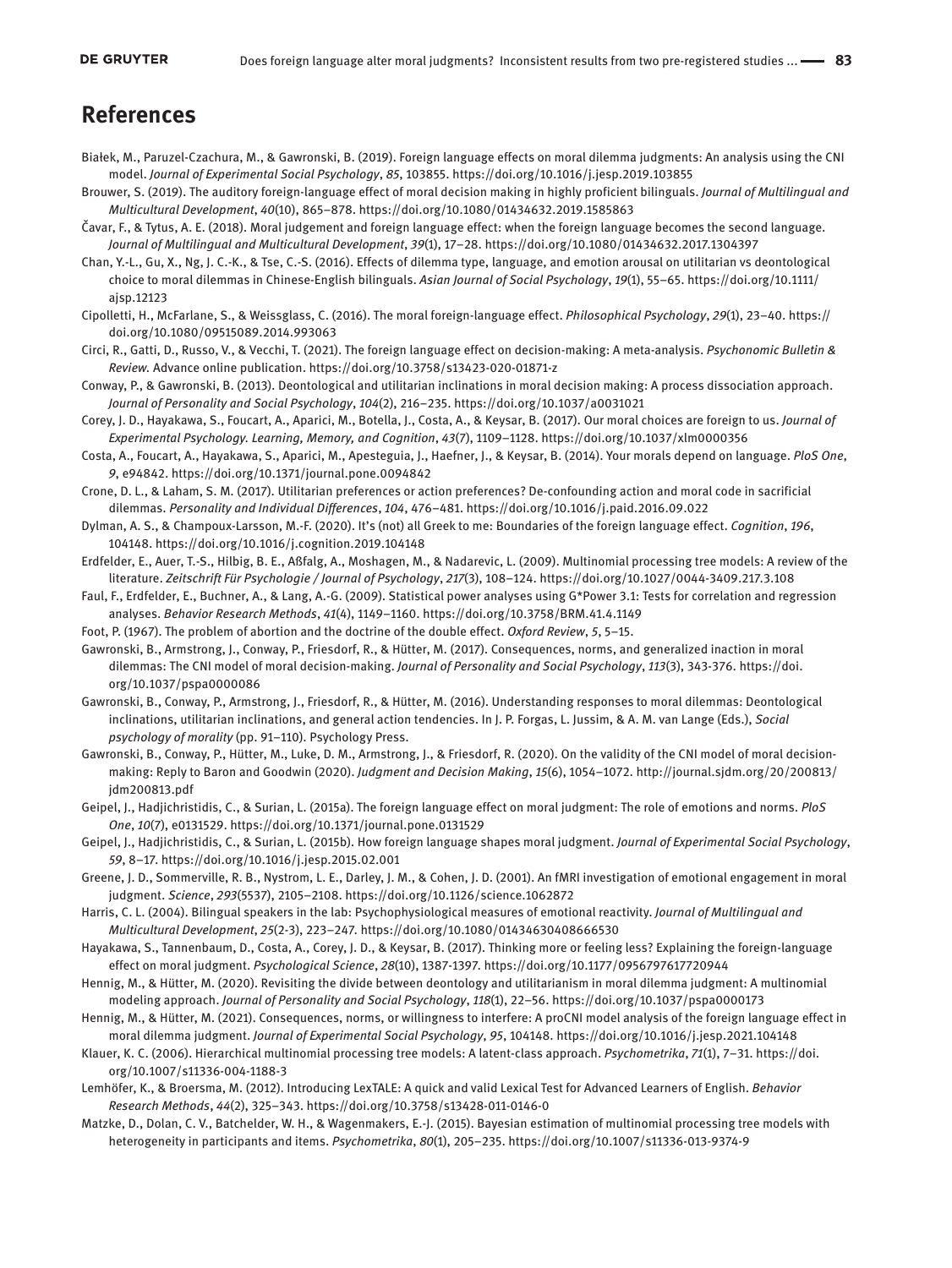## References

Białek, M., Paruzel-Czachura, M., & Gawronski, B. (2019). Foreign language effects on moral dilemma judgments: An analysis using the CNI model. *Journal of Experimental Social Psychology*, *85*, 103855. https://doi.org/10.1016/j.jesp.2019.103855

Brouwer, S. (2019). The auditory foreign-language effect of moral decision making in highly proficient bilinguals. *Journal of Multilingual and Multicultural Development*, *40*(10), 865–878. https://doi.org/10.1080/01434632.2019.1585863

Čavar, F., & Tytus, A. E. (2018). Moral judgement and foreign language effect: when the foreign language becomes the second language. *Journal of Multilingual and Multicultural Development*, *39*(1), 17–28. https://doi.org/10.1080/01434632.2017.1304397

Chan, Y.-L., Gu, X., Ng, J. C.-K., & Tse, C.-S. (2016). Effects of dilemma type, language, and emotion arousal on utilitarian vs deontological choice to moral dilemmas in Chinese-English bilinguals. *Asian Journal of Social Psychology*, *19*(1), 55–65. https://doi.org/10.1111/ajsp.12123

Cipolletti, H., McFarlane, S., & Weissglass, C. (2016). The moral foreign-language effect. *Philosophical Psychology*, *29*(1), 23–40. https://doi.org/10.1080/09515089.2014.993063

Circi, R., Gatti, D., Russo, V., & Vecchi, T. (2021). The foreign language effect on decision-making: A meta-analysis. *Psychonomic Bulletin & Review.* Advance online publication. https://doi.org/10.3758/s13423-020-01871-z

Conway, P., & Gawronski, B. (2013). Deontological and utilitarian inclinations in moral decision making: A process dissociation approach. *Journal of Personality and Social Psychology*, *104*(2), 216–235. https://doi.org/10.1037/a0031021

Corey, J. D., Hayakawa, S., Foucart, A., Aparici, M., Botella, J., Costa, A., & Keysar, B. (2017). Our moral choices are foreign to us. *Journal of Experimental Psychology. Learning, Memory, and Cognition*, *43*(7), 1109–1128. https://doi.org/10.1037/xlm0000356

Costa, A., Foucart, A., Hayakawa, S., Aparici, M., Apesteguia, J., Haefner, J., & Keysar, B. (2014). Your morals depend on language. *PloS One*, *9*, e94842. https://doi.org/10.1371/journal.pone.0094842

Crone, D. L., & Laham, S. M. (2017). Utilitarian preferences or action preferences? De-confounding action and moral code in sacrificial dilemmas. *Personality and Individual Differences*, *104*, 476–481. https://doi.org/10.1016/j.paid.2016.09.022

Dylman, A. S., & Champoux-Larsson, M.-F. (2020). It's (not) all Greek to me: Boundaries of the foreign language effect. *Cognition*, *196*, 104148. https://doi.org/10.1016/j.cognition.2019.104148

Erdfelder, E., Auer, T.-S., Hilbig, B. E., Aßfalg, A., Moshagen, M., & Nadarevic, L. (2009). Multinomial processing tree models: A review of the literature. *Zeitschrift Für Psychologie / Journal of Psychology*, *217*(3), 108–124. https://doi.org/10.1027/0044-3409.217.3.108

Faul, F., Erdfelder, E., Buchner, A., & Lang, A.-G. (2009). Statistical power analyses using G*Power 3.1: Tests for correlation and regression analyses. *Behavior Research Methods*, *41*(4), 1149–1160. https://doi.org/10.3758/BRM.41.4.1149

Foot, P. (1967). The problem of abortion and the doctrine of the double effect. *Oxford Review*, *5*, 5–15.

Gawronski, B., Armstrong, J., Conway, P., Friesdorf, R., & Hütter, M. (2017). Consequences, norms, and generalized inaction in moral dilemmas: The CNI model of moral decision-making. *Journal of Personality and Social Psychology*, *113*(3), 343-376. https://doi.org/10.1037/pspa0000086

Gawronski, B., Conway, P., Armstrong, J., Friesdorf, R., & Hütter, M. (2016). Understanding responses to moral dilemmas: Deontological inclinations, utilitarian inclinations, and general action tendencies. In J. P. Forgas, L. Jussim, & A. M. van Lange (Eds.), *Social psychology of morality* (pp. 91–110). Psychology Press.

Gawronski, B., Conway, P., Hütter, M., Luke, D. M., Armstrong, J., & Friesdorf, R. (2020). On the validity of the CNI model of moral decision-making: Reply to Baron and Goodwin (2020). *Judgment and Decision Making*, *15*(6), 1054–1072. http://journal.sjdm.org/20/200813/jdm200813.pdf

Geipel, J., Hadjichristidis, C., & Surian, L. (2015a). The foreign language effect on moral judgment: The role of emotions and norms. *PloS One*, *10*(7), e0131529. https://doi.org/10.1371/journal.pone.0131529

Geipel, J., Hadjichristidis, C., & Surian, L. (2015b). How foreign language shapes moral judgment. *Journal of Experimental Social Psychology*, *59*, 8–17. https://doi.org/10.1016/j.jesp.2015.02.001

Greene, J. D., Sommerville, R. B., Nystrom, L. E., Darley, J. M., & Cohen, J. D. (2001). An fMRI investigation of emotional engagement in moral judgment. *Science*, *293*(5537), 2105–2108. https://doi.org/10.1126/science.1062872

Harris, C. L. (2004). Bilingual speakers in the lab: Psychophysiological measures of emotional reactivity. *Journal of Multilingual and Multicultural Development*, *25*(2-3), 223–247. https://doi.org/10.1080/01434630408666530

Hayakawa, S., Tannenbaum, D., Costa, A., Corey, J. D., & Keysar, B. (2017). Thinking more or feeling less? Explaining the foreign-language effect on moral judgment. *Psychological Science*, *28*(10), 1387-1397. https://doi.org/10.1177/0956797617720944

Hennig, M., & Hütter, M. (2020). Revisiting the divide between deontology and utilitarianism in moral dilemma judgment: A multinomial modeling approach. *Journal of Personality and Social Psychology*, *118*(1), 22–56. https://doi.org/10.1037/pspa0000173

Hennig, M., & Hütter, M. (2021). Consequences, norms, or willingness to interfere: A proCNI model analysis of the foreign language effect in moral dilemma judgment. *Journal of Experimental Social Psychology*, *95*, 104148. https://doi.org/10.1016/j.jesp.2021.104148

Klauer, K. C. (2006). Hierarchical multinomial processing tree models: A latent-class approach. *Psychometrika*, *71*(1), 7–31. https://doi.org/10.1007/s11336-004-1188-3

Lemhöfer, K., & Broersma, M. (2012). Introducing LexTALE: A quick and valid Lexical Test for Advanced Learners of English. *Behavior Research Methods*, *44*(2), 325–343. https://doi.org/10.3758/s13428-011-0146-0

Matzke, D., Dolan, C. V., Batchelder, W. H., & Wagenmakers, E.-J. (2015). Bayesian estimation of multinomial processing tree models with heterogeneity in participants and items. *Psychometrika*, *80*(1), 205–235. https://doi.org/10.1007/s11336-013-9374-9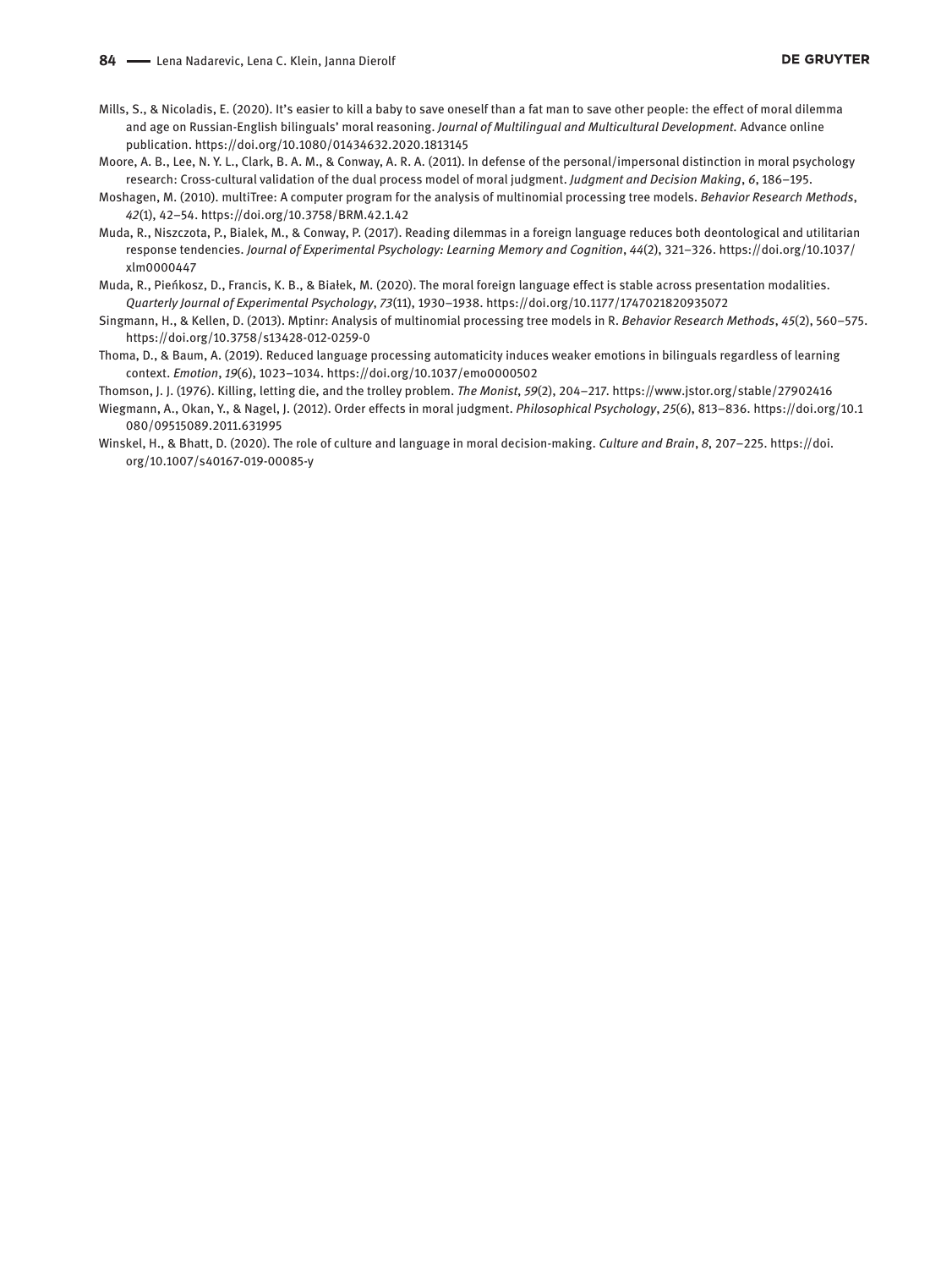Mills, S., & Nicoladis, E. (2020). It's easier to kill a baby to save oneself than a fat man to save other people: the effect of moral dilemma and age on Russian-English bilinguals' moral reasoning. *Journal of Multilingual and Multicultural Development.* Advance online publication. https://doi.org/10.1080/01434632.2020.1813145

Moore, A. B., Lee, N. Y. L., Clark, B. A. M., & Conway, A. R. A. (2011). In defense of the personal/impersonal distinction in moral psychology research: Cross-cultural validation of the dual process model of moral judgment. *Judgment and Decision Making*, *6*, 186–195.

Moshagen, M. (2010). multiTree: A computer program for the analysis of multinomial processing tree models. *Behavior Research Methods*, *42*(1), 42–54. https://doi.org/10.3758/BRM.42.1.42

Muda, R., Niszczota, P., Bialek, M., & Conway, P. (2017). Reading dilemmas in a foreign language reduces both deontological and utilitarian response tendencies. *Journal of Experimental Psychology: Learning Memory and Cognition*, *44*(2), 321–326. https://doi.org/10.1037/xlm0000447

Muda, R., Pieńkosz, D., Francis, K. B., & Białek, M. (2020). The moral foreign language effect is stable across presentation modalities. *Quarterly Journal of Experimental Psychology*, *73*(11), 1930–1938. https://doi.org/10.1177/1747021820935072

Singmann, H., & Kellen, D. (2013). Mptinr: Analysis of multinomial processing tree models in R. *Behavior Research Methods*, *45*(2), 560–575. https://doi.org/10.3758/s13428-012-0259-0

Thoma, D., & Baum, A. (2019). Reduced language processing automaticity induces weaker emotions in bilinguals regardless of learning context. *Emotion*, *19*(6), 1023–1034. https://doi.org/10.1037/emo0000502

Thomson, J. J. (1976). Killing, letting die, and the trolley problem. *The Monist*, *59*(2), 204–217. https://www.jstor.org/stable/27902416

Wiegmann, A., Okan, Y., & Nagel, J. (2012). Order effects in moral judgment. *Philosophical Psychology*, *25*(6), 813–836. https://doi.org/10.1080/09515089.2011.631995

Winskel, H., & Bhatt, D. (2020). The role of culture and language in moral decision-making. *Culture and Brain*, *8*, 207–225. https://doi.org/10.1007/s40167-019-00085-y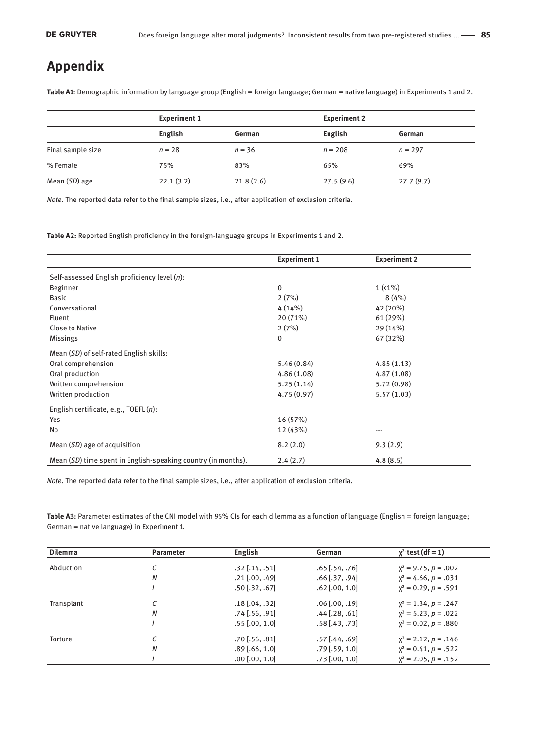# Appendix

**Table A1**: Demographic information by language group (English = foreign language; German = native language) in Experiments 1 and 2.

| | Experiment 1 | | Experiment 2 | |
|---|---|---|---|---|
| | **English** | **German** | **English** | **German** |
| Final sample size | $n = 28$ | $n = 36$ | $n = 208$ | $n = 297$ |
| % Female | 75% | 83% | 65% | 69% |
| Mean (*SD*) age | 22.1 (3.2) | 21.8 (2.6) | 27.5 (9.6) | 27.7 (9.7) |

*Note*. The reported data refer to the final sample sizes, i.e., after application of exclusion criteria.

**Table A2:** Reported English proficiency in the foreign-language groups in Experiments 1 and 2.

| | Experiment 1 | Experiment 2 |
|---|---|---|
| Self-assessed English proficiency level (*n*): | | |
| Beginner | 0 | 1 (<1%) |
| Basic | 2 (7%) | 8 (4%) |
| Conversational | 4 (14%) | 42 (20%) |
| Fluent | 20 (71%) | 61 (29%) |
| Close to Native | 2 (7%) | 29 (14%) |
| Missings | 0 | 67 (32%) |
| Mean (*SD*) of self-rated English skills: | | |
| Oral comprehension | 5.46 (0.84) | 4.85 (1.13) |
| Oral production | 4.86 (1.08) | 4.87 (1.08) |
| Written comprehension | 5.25 (1.14) | 5.72 (0.98) |
| Written production | 4.75 (0.97) | 5.57 (1.03) |
| English certificate, e.g., TOEFL (*n*): | | |
| Yes | 16 (57%) | ---- |
| No | 12 (43%) | --- |
| Mean (*SD*) age of acquisition | 8.2 (2.0) | 9.3 (2.9) |
| Mean (*SD*) time spent in English-speaking country (in months). | 2.4 (2.7) | 4.8 (8.5) |

*Note*. The reported data refer to the final sample sizes, i.e., after application of exclusion criteria.

**Table A3:** Parameter estimates of the CNI model with 95% CIs for each dilemma as a function of language (English = foreign language; German = native language) in Experiment 1.

| Dilemma | Parameter | English | German | $\chi^2$ test (df = 1) |
|---|---|---|---|---|
| Abduction | *C* | .32 [.14, .51] | .65 [.54, .76] | $\chi^2 = 9.75$, $p = .002$ |
| | *N* | .21 [.00, .49] | .66 [.37, .94] | $\chi^2 = 4.66$, $p = .031$ |
| | *I* | .50 [.32, .67] | .62 [.00, 1.0] | $\chi^2 = 0.29$, $p = .591$ |
| Transplant | *C* | .18 [.04, .32] | .06 [.00, .19] | $\chi^2 = 1.34$, $p = .247$ |
| | *N* | .74 [.56, .91] | .44 [.28, .61] | $\chi^2 = 5.23$, $p = .022$ |
| | *I* | .55 [.00, 1.0] | .58 [.43, .73] | $\chi^2 = 0.02$, $p = .880$ |
| Torture | *C* | .70 [.56, .81] | .57 [.44, .69] | $\chi^2 = 2.12$, $p = .146$ |
| | *N* | .89 [.66, 1.0] | .79 [.59, 1.0] | $\chi^2 = 0.41$, $p = .522$ |
| | *I* | .00 [.00, 1.0] | .73 [.00, 1.0] | $\chi^2 = 2.05$, $p = .152$ |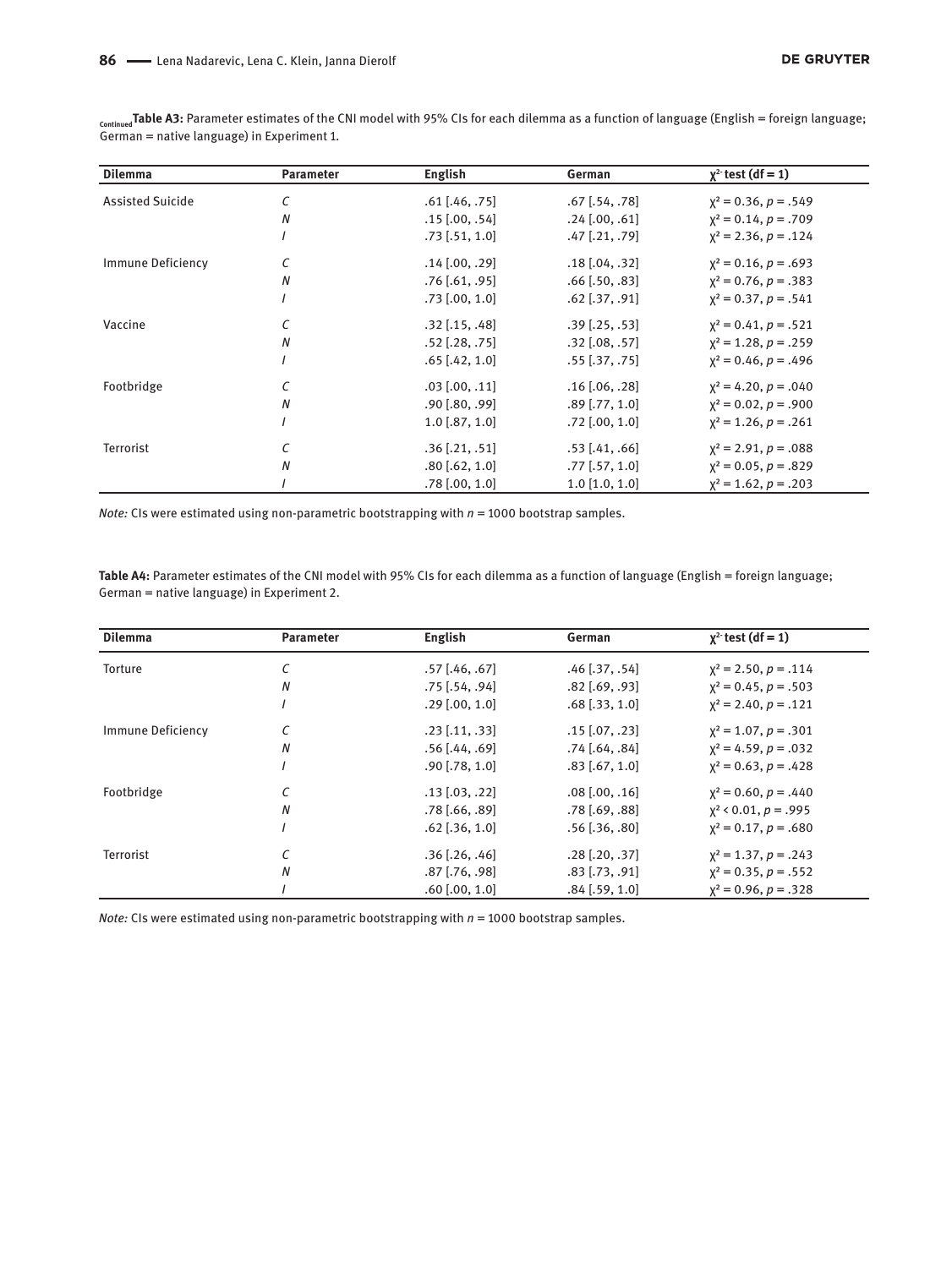**Table A3 (continued):** Parameter estimates of the CNI model with 95% CIs for each dilemma as a function of language (English = foreign language; German = native language) in Experiment 1.

| Dilemma | Parameter | English | German | $\chi^2$ test (df = 1) |
|---|---|---|---|---|
| Assisted Suicide | *C* | .61 [.46, .75] | .67 [.54, .78] | $\chi^2 = 0.36$, $p = .549$ |
| | *N* | .15 [.00, .54] | .24 [.00, .61] | $\chi^2 = 0.14$, $p = .709$ |
| | *I* | .73 [.51, 1.0] | .47 [.21, .79] | $\chi^2 = 2.36$, $p = .124$ |
| Immune Deficiency | *C* | .14 [.00, .29] | .18 [.04, .32] | $\chi^2 = 0.16$, $p = .693$ |
| | *N* | .76 [.61, .95] | .66 [.50, .83] | $\chi^2 = 0.76$, $p = .383$ |
| | *I* | .73 [.00, 1.0] | .62 [.37, .91] | $\chi^2 = 0.37$, $p = .541$ |
| Vaccine | *C* | .32 [.15, .48] | .39 [.25, .53] | $\chi^2 = 0.41$, $p = .521$ |
| | *N* | .52 [.28, .75] | .32 [.08, .57] | $\chi^2 = 1.28$, $p = .259$ |
| | *I* | .65 [.42, 1.0] | .55 [.37, .75] | $\chi^2 = 0.46$, $p = .496$ |
| Footbridge | *C* | .03 [.00, .11] | .16 [.06, .28] | $\chi^2 = 4.20$, $p = .040$ |
| | *N* | .90 [.80, .99] | .89 [.77, 1.0] | $\chi^2 = 0.02$, $p = .900$ |
| | *I* | 1.0 [.87, 1.0] | .72 [.00, 1.0] | $\chi^2 = 1.26$, $p = .261$ |
| Terrorist | *C* | .36 [.21, .51] | .53 [.41, .66] | $\chi^2 = 2.91$, $p = .088$ |
| | *N* | .80 [.62, 1.0] | .77 [.57, 1.0] | $\chi^2 = 0.05$, $p = .829$ |
| | *I* | .78 [.00, 1.0] | 1.0 [1.0, 1.0] | $\chi^2 = 1.62$, $p = .203$ |

*Note:* CIs were estimated using non-parametric bootstrapping with $n = 1000$ bootstrap samples.

**Table A4:** Parameter estimates of the CNI model with 95% CIs for each dilemma as a function of language (English = foreign language; German = native language) in Experiment 2.

| Dilemma | Parameter | English | German | $\chi^2$ test (df = 1) |
|---|---|---|---|---|
| Torture | *C* | .57 [.46, .67] | .46 [.37, .54] | $\chi^2 = 2.50$, $p = .114$ |
| | *N* | .75 [.54, .94] | .82 [.69, .93] | $\chi^2 = 0.45$, $p = .503$ |
| | *I* | .29 [.00, 1.0] | .68 [.33, 1.0] | $\chi^2 = 2.40$, $p = .121$ |
| Immune Deficiency | *C* | .23 [.11, .33] | .15 [.07, .23] | $\chi^2 = 1.07$, $p = .301$ |
| | *N* | .56 [.44, .69] | .74 [.64, .84] | $\chi^2 = 4.59$, $p = .032$ |
| | *I* | .90 [.78, 1.0] | .83 [.67, 1.0] | $\chi^2 = 0.63$, $p = .428$ |
| Footbridge | *C* | .13 [.03, .22] | .08 [.00, .16] | $\chi^2 = 0.60$, $p = .440$ |
| | *N* | .78 [.66, .89] | .78 [.69, .88] | $\chi^2 < 0.01$, $p = .995$ |
| | *I* | .62 [.36, 1.0] | .56 [.36, .80] | $\chi^2 = 0.17$, $p = .680$ |
| Terrorist | *C* | .36 [.26, .46] | .28 [.20, .37] | $\chi^2 = 1.37$, $p = .243$ |
| | *N* | .87 [.76, .98] | .83 [.73, .91] | $\chi^2 = 0.35$, $p = .552$ |
| | *I* | .60 [.00, 1.0] | .84 [.59, 1.0] | $\chi^2 = 0.96$, $p = .328$ |

*Note:* CIs were estimated using non-parametric bootstrapping with $n = 1000$ bootstrap samples.